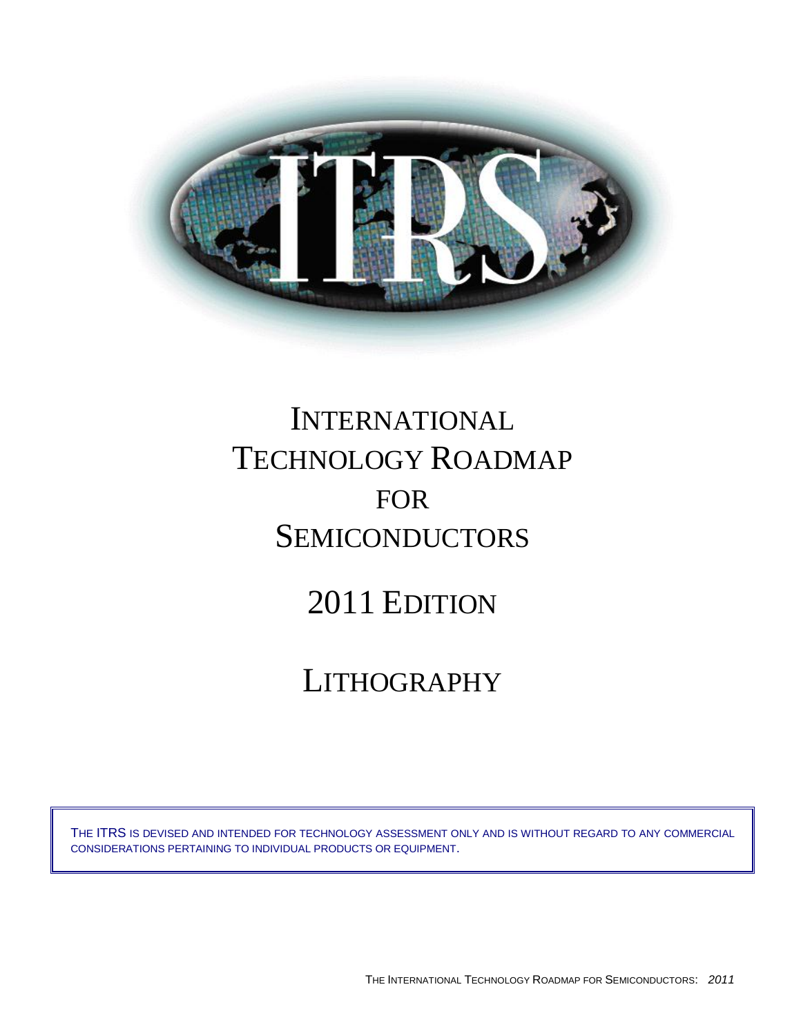# INTERNATIONAL TECHNOLOGY ROADMAP FOR SEMICONDUCTORS

# 2011 EDITION

# LITHOGRAPHY

THE ITRS IS DEVISED AND INTENDED FOR TECHNOLOGY ASSESSMENT ONLY AND IS WITHOUT REGARD TO ANY COMMERCIAL CONSIDERATIONS PERTAINING TO INDIVIDUAL PRODUCTS OR EQUIPMENT.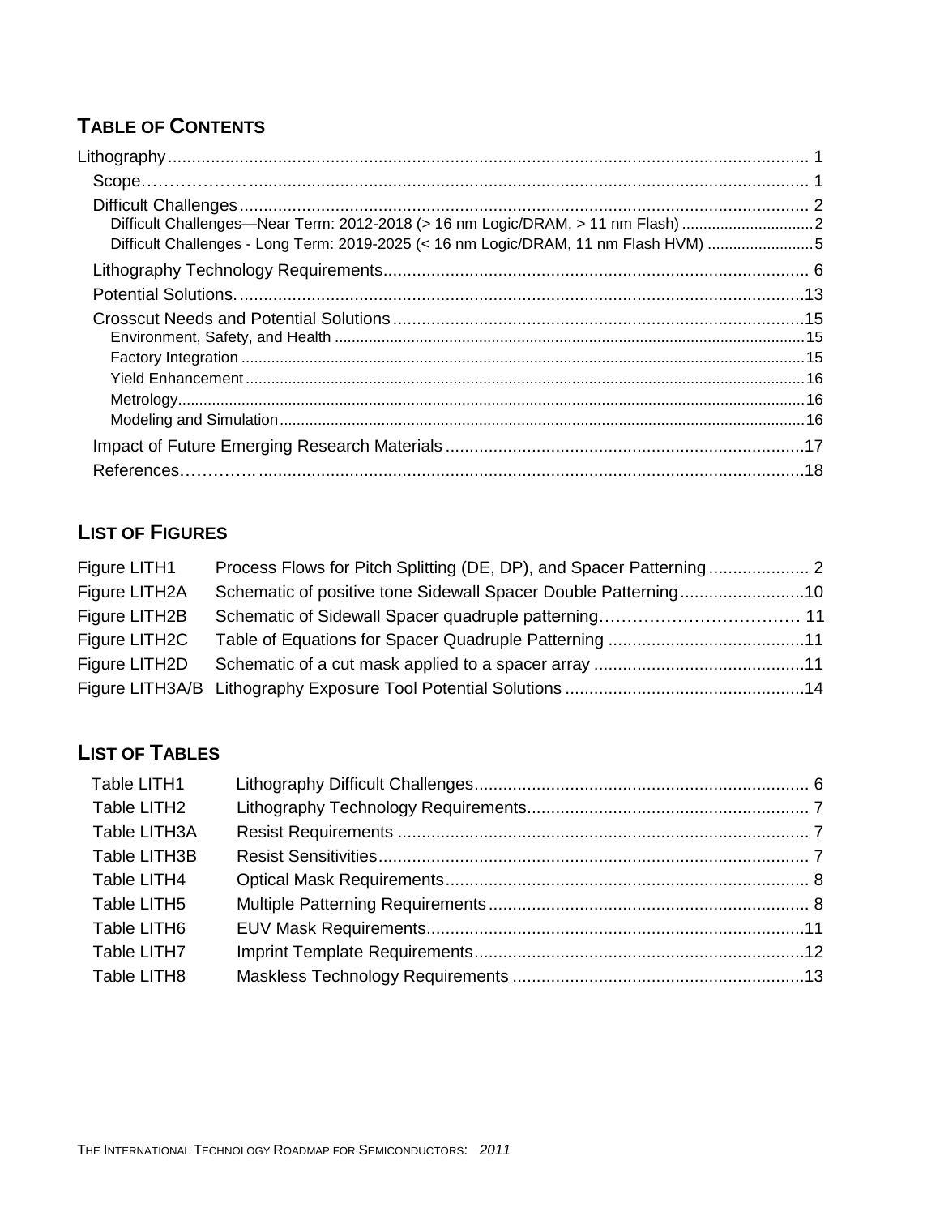## TABLE OF CONTENTS

- Lithography ..... 1
  - Scope ..... 1
  - Difficult Challenges ..... 2
    - Difficult Challenges—Near Term: 2012-2018 (> 16 nm Logic/DRAM, > 11 nm Flash) ..... 2
    - Difficult Challenges - Long Term: 2019-2025 (< 16 nm Logic/DRAM, 11 nm Flash HVM) ..... 5
  - Lithography Technology Requirements ..... 6
  - Potential Solutions ..... 13
  - Crosscut Needs and Potential Solutions ..... 15
    - Environment, Safety, and Health ..... 15
    - Factory Integration ..... 15
    - Yield Enhancement ..... 16
    - Metrology ..... 16
    - Modeling and Simulation ..... 16
  - Impact of Future Emerging Research Materials ..... 17
  - References ..... 18

## LIST OF FIGURES

| | | |
|---|---|---|
| Figure LITH1 | Process Flows for Pitch Splitting (DE, DP), and Spacer Patterning | 2 |
| Figure LITH2A | Schematic of positive tone Sidewall Spacer Double Patterning | 10 |
| Figure LITH2B | Schematic of Sidewall Spacer quadruple patterning | 11 |
| Figure LITH2C | Table of Equations for Spacer Quadruple Patterning | 11 |
| Figure LITH2D | Schematic of a cut mask applied to a spacer array | 11 |
| Figure LITH3A/B | Lithography Exposure Tool Potential Solutions | 14 |

## LIST OF TABLES

| | | |
|---|---|---|
| Table LITH1 | Lithography Difficult Challenges | 6 |
| Table LITH2 | Lithography Technology Requirements | 7 |
| Table LITH3A | Resist Requirements | 7 |
| Table LITH3B | Resist Sensitivities | 7 |
| Table LITH4 | Optical Mask Requirements | 8 |
| Table LITH5 | Multiple Patterning Requirements | 8 |
| Table LITH6 | EUV Mask Requirements | 11 |
| Table LITH7 | Imprint Template Requirements | 12 |
| Table LITH8 | Maskless Technology Requirements | 13 |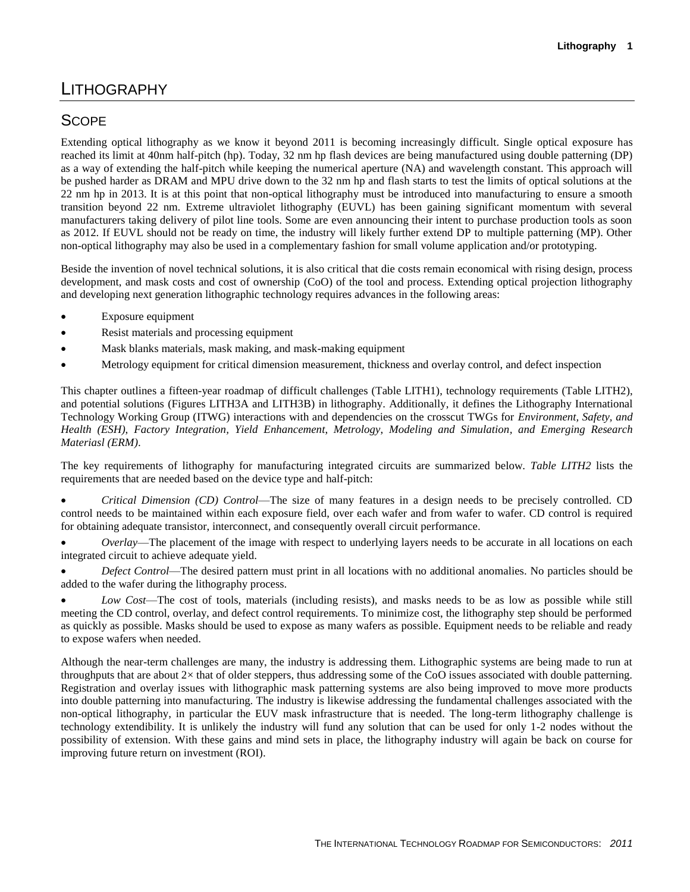# LITHOGRAPHY

## SCOPE

Extending optical lithography as we know it beyond 2011 is becoming increasingly difficult. Single optical exposure has reached its limit at 40nm half-pitch (hp). Today, 32 nm hp flash devices are being manufactured using double patterning (DP) as a way of extending the half-pitch while keeping the numerical aperture (NA) and wavelength constant. This approach will be pushed harder as DRAM and MPU drive down to the 32 nm hp and flash starts to test the limits of optical solutions at the 22 nm hp in 2013. It is at this point that non-optical lithography must be introduced into manufacturing to ensure a smooth transition beyond 22 nm. Extreme ultraviolet lithography (EUVL) has been gaining significant momentum with several manufacturers taking delivery of pilot line tools. Some are even announcing their intent to purchase production tools as soon as 2012. If EUVL should not be ready on time, the industry will likely further extend DP to multiple patterning (MP). Other non-optical lithography may also be used in a complementary fashion for small volume application and/or prototyping.

Beside the invention of novel technical solutions, it is also critical that die costs remain economical with rising design, process development, and mask costs and cost of ownership (CoO) of the tool and process. Extending optical projection lithography and developing next generation lithographic technology requires advances in the following areas:

- Exposure equipment
- Resist materials and processing equipment
- Mask blanks materials, mask making, and mask-making equipment
- Metrology equipment for critical dimension measurement, thickness and overlay control, and defect inspection

This chapter outlines a fifteen-year roadmap of difficult challenges (Table LITH1), technology requirements (Table LITH2), and potential solutions (Figures LITH3A and LITH3B) in lithography. Additionally, it defines the Lithography International Technology Working Group (ITWG) interactions with and dependencies on the crosscut TWGs for *Environment, Safety, and Health (ESH), Factory Integration, Yield Enhancement, Metrology, Modeling and Simulation, and Emerging Research Materiasl (ERM)*.

The key requirements of lithography for manufacturing integrated circuits are summarized below. *Table LITH2* lists the requirements that are needed based on the device type and half-pitch:

- *Critical Dimension (CD) Control*—The size of many features in a design needs to be precisely controlled. CD control needs to be maintained within each exposure field, over each wafer and from wafer to wafer. CD control is required for obtaining adequate transistor, interconnect, and consequently overall circuit performance.
- *Overlay*—The placement of the image with respect to underlying layers needs to be accurate in all locations on each integrated circuit to achieve adequate yield.
- *Defect Control*—The desired pattern must print in all locations with no additional anomalies. No particles should be added to the wafer during the lithography process.
- *Low Cost*—The cost of tools, materials (including resists), and masks needs to be as low as possible while still meeting the CD control, overlay, and defect control requirements. To minimize cost, the lithography step should be performed as quickly as possible. Masks should be used to expose as many wafers as possible. Equipment needs to be reliable and ready to expose wafers when needed.

Although the near-term challenges are many, the industry is addressing them. Lithographic systems are being made to run at throughputs that are about 2× that of older steppers, thus addressing some of the CoO issues associated with double patterning. Registration and overlay issues with lithographic mask patterning systems are also being improved to move more products into double patterning into manufacturing. The industry is likewise addressing the fundamental challenges associated with the non-optical lithography, in particular the EUV mask infrastructure that is needed. The long-term lithography challenge is technology extendibility. It is unlikely the industry will fund any solution that can be used for only 1-2 nodes without the possibility of extension. With these gains and mind sets in place, the lithography industry will again be back on course for improving future return on investment (ROI).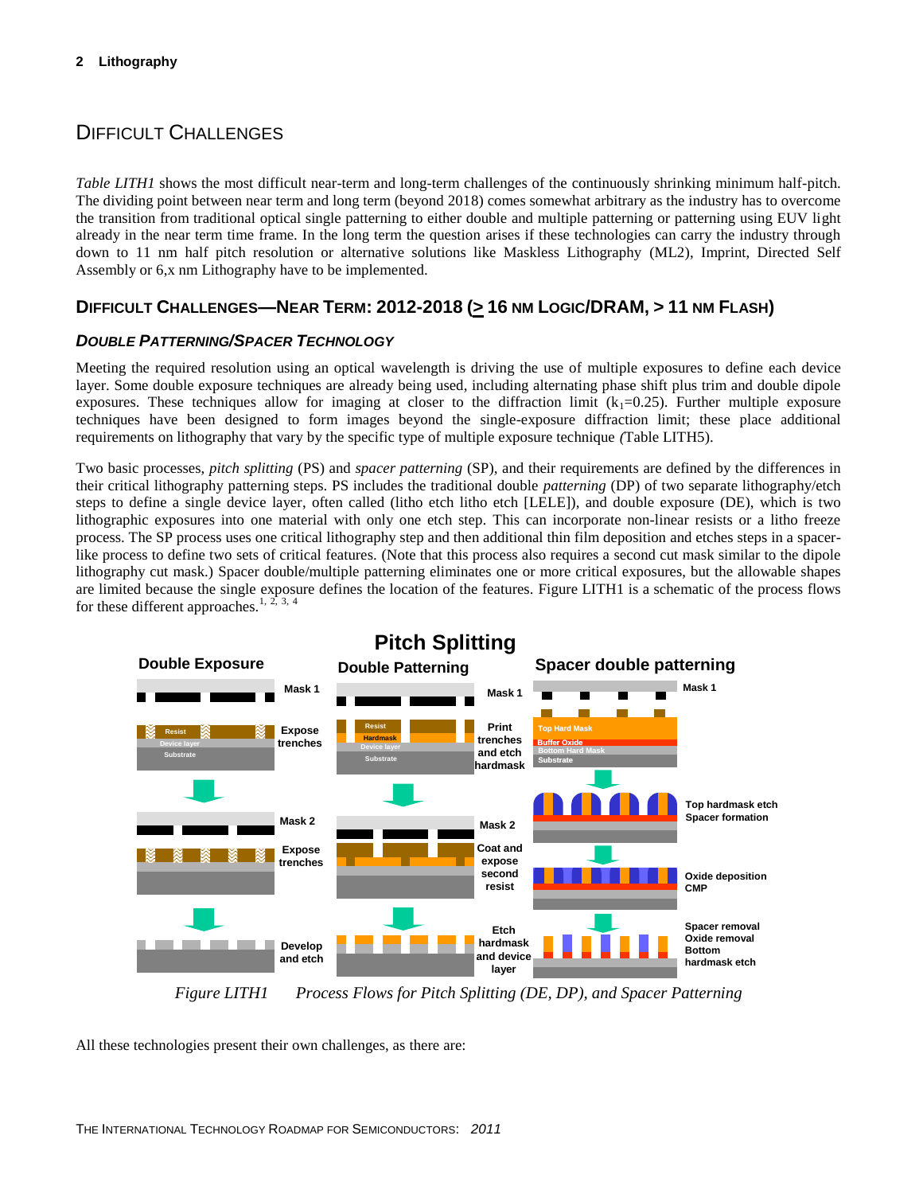## DIFFICULT CHALLENGES

*Table LITH1* shows the most difficult near-term and long-term challenges of the continuously shrinking minimum half-pitch. The dividing point between near term and long term (beyond 2018) comes somewhat arbitrary as the industry has to overcome the transition from traditional optical single patterning to either double and multiple patterning or patterning using EUV light already in the near term time frame. In the long term the question arises if these technologies can carry the industry through down to 11 nm half pitch resolution or alternative solutions like Maskless Lithography (ML2), Imprint, Directed Self Assembly or 6,x nm Lithography have to be implemented.

### DIFFICULT CHALLENGES—NEAR TERM: 2012-2018 (≥ 16 NM LOGIC/DRAM, > 11 NM FLASH)

#### *DOUBLE PATTERNING/SPACER TECHNOLOGY*

Meeting the required resolution using an optical wavelength is driving the use of multiple exposures to define each device layer. Some double exposure techniques are already being used, including alternating phase shift plus trim and double dipole exposures. These techniques allow for imaging at closer to the diffraction limit ($k_1$=0.25). Further multiple exposure techniques have been designed to form images beyond the single-exposure diffraction limit; these place additional requirements on lithography that vary by the specific type of multiple exposure technique *(*Table LITH5).

Two basic processes, *pitch splitting* (PS) and *spacer patterning* (SP), and their requirements are defined by the differences in their critical lithography patterning steps. PS includes the traditional double *patterning* (DP) of two separate lithography/etch steps to define a single device layer, often called (litho etch litho etch [LELE]), and double exposure (DE), which is two lithographic exposures into one material with only one etch step. This can incorporate non-linear resists or a litho freeze process. The SP process uses one critical lithography step and then additional thin film deposition and etches steps in a spacer-like process to define two sets of critical features. (Note that this process also requires a second cut mask similar to the dipole lithography cut mask.) Spacer double/multiple patterning eliminates one or more critical exposures, but the allowable shapes are limited because the single exposure defines the location of the features. Figure LITH1 is a schematic of the process flows for these different approaches.[1, 2, 3, 4]

*Figure LITH1 Process Flows for Pitch Splitting (DE, DP), and Spacer Patterning*

All these technologies present their own challenges, as there are: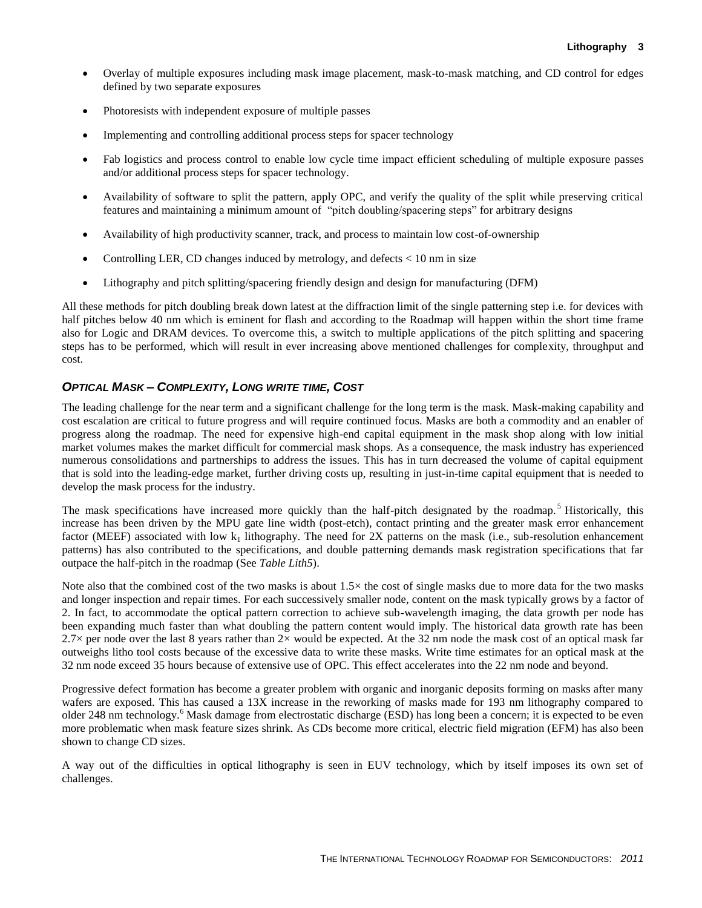- Overlay of multiple exposures including mask image placement, mask-to-mask matching, and CD control for edges defined by two separate exposures
- Photoresists with independent exposure of multiple passes
- Implementing and controlling additional process steps for spacer technology
- Fab logistics and process control to enable low cycle time impact efficient scheduling of multiple exposure passes and/or additional process steps for spacer technology.
- Availability of software to split the pattern, apply OPC, and verify the quality of the split while preserving critical features and maintaining a minimum amount of "pitch doubling/spacering steps" for arbitrary designs
- Availability of high productivity scanner, track, and process to maintain low cost-of-ownership
- Controlling LER, CD changes induced by metrology, and defects < 10 nm in size
- Lithography and pitch splitting/spacering friendly design and design for manufacturing (DFM)

All these methods for pitch doubling break down latest at the diffraction limit of the single patterning step i.e. for devices with half pitches below 40 nm which is eminent for flash and according to the Roadmap will happen within the short time frame also for Logic and DRAM devices. To overcome this, a switch to multiple applications of the pitch splitting and spacering steps has to be performed, which will result in ever increasing above mentioned challenges for complexity, throughput and cost.

### *OPTICAL MASK – COMPLEXITY, LONG WRITE TIME, COST*

The leading challenge for the near term and a significant challenge for the long term is the mask. Mask-making capability and cost escalation are critical to future progress and will require continued focus. Masks are both a commodity and an enabler of progress along the roadmap. The need for expensive high-end capital equipment in the mask shop along with low initial market volumes makes the market difficult for commercial mask shops. As a consequence, the mask industry has experienced numerous consolidations and partnerships to address the issues. This has in turn decreased the volume of capital equipment that is sold into the leading-edge market, further driving costs up, resulting in just-in-time capital equipment that is needed to develop the mask process for the industry.

The mask specifications have increased more quickly than the half-pitch designated by the roadmap.[5] Historically, this increase has been driven by the MPU gate line width (post-etch), contact printing and the greater mask error enhancement factor (MEEF) associated with low $k_1$ lithography. The need for 2X patterns on the mask (i.e., sub-resolution enhancement patterns) has also contributed to the specifications, and double patterning demands mask registration specifications that far outpace the half-pitch in the roadmap (See *Table Lith5*).

Note also that the combined cost of the two masks is about 1.5× the cost of single masks due to more data for the two masks and longer inspection and repair times. For each successively smaller node, content on the mask typically grows by a factor of 2. In fact, to accommodate the optical pattern correction to achieve sub-wavelength imaging, the data growth per node has been expanding much faster than what doubling the pattern content would imply. The historical data growth rate has been 2.7× per node over the last 8 years rather than 2× would be expected. At the 32 nm node the mask cost of an optical mask far outweighs litho tool costs because of the excessive data to write these masks. Write time estimates for an optical mask at the 32 nm node exceed 35 hours because of extensive use of OPC. This effect accelerates into the 22 nm node and beyond.

Progressive defect formation has become a greater problem with organic and inorganic deposits forming on masks after many wafers are exposed. This has caused a 13X increase in the reworking of masks made for 193 nm lithography compared to older 248 nm technology.[6] Mask damage from electrostatic discharge (ESD) has long been a concern; it is expected to be even more problematic when mask feature sizes shrink. As CDs become more critical, electric field migration (EFM) has also been shown to change CD sizes.

A way out of the difficulties in optical lithography is seen in EUV technology, which by itself imposes its own set of challenges.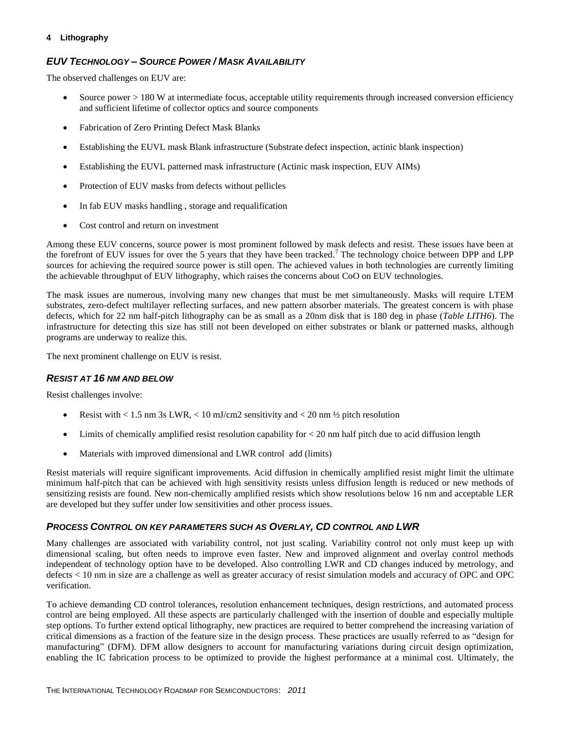### *EUV TECHNOLOGY – SOURCE POWER / MASK AVAILABILITY*

The observed challenges on EUV are:

- Source power > 180 W at intermediate focus, acceptable utility requirements through increased conversion efficiency and sufficient lifetime of collector optics and source components
- Fabrication of Zero Printing Defect Mask Blanks
- Establishing the EUVL mask Blank infrastructure (Substrate defect inspection, actinic blank inspection)
- Establishing the EUVL patterned mask infrastructure (Actinic mask inspection, EUV AIMs)
- Protection of EUV masks from defects without pellicles
- In fab EUV masks handling , storage and requalification
- Cost control and return on investment

Among these EUV concerns, source power is most prominent followed by mask defects and resist. These issues have been at the forefront of EUV issues for over the 5 years that they have been tracked.[7] The technology choice between DPP and LPP sources for achieving the required source power is still open. The achieved values in both technologies are currently limiting the achievable throughput of EUV lithography, which raises the concerns about CoO on EUV technologies.

The mask issues are numerous, involving many new changes that must be met simultaneously. Masks will require LTEM substrates, zero-defect multilayer reflecting surfaces, and new pattern absorber materials. The greatest concern is with phase defects, which for 22 nm half-pitch lithography can be as small as a 20nm disk that is 180 deg in phase (*Table LITH6*). The infrastructure for detecting this size has still not been developed on either substrates or blank or patterned masks, although programs are underway to realize this.

The next prominent challenge on EUV is resist.

### *RESIST AT 16 NM AND BELOW*

Resist challenges involve:

- Resist with < 1.5 nm 3s LWR, < 10 mJ/cm2 sensitivity and < 20 nm ½ pitch resolution
- Limits of chemically amplified resist resolution capability for < 20 nm half pitch due to acid diffusion length
- Materials with improved dimensional and LWR control add (limits)

Resist materials will require significant improvements. Acid diffusion in chemically amplified resist might limit the ultimate minimum half-pitch that can be achieved with high sensitivity resists unless diffusion length is reduced or new methods of sensitizing resists are found. New non-chemically amplified resists which show resolutions below 16 nm and acceptable LER are developed but they suffer under low sensitivities and other process issues.

### *PROCESS CONTROL ON KEY PARAMETERS SUCH AS OVERLAY, CD CONTROL AND LWR*

Many challenges are associated with variability control, not just scaling. Variability control not only must keep up with dimensional scaling, but often needs to improve even faster. New and improved alignment and overlay control methods independent of technology option have to be developed. Also controlling LWR and CD changes induced by metrology, and defects < 10 nm in size are a challenge as well as greater accuracy of resist simulation models and accuracy of OPC and OPC verification.

To achieve demanding CD control tolerances, resolution enhancement techniques, design restrictions, and automated process control are being employed. All these aspects are particularly challenged with the insertion of double and especially multiple step options. To further extend optical lithography, new practices are required to better comprehend the increasing variation of critical dimensions as a fraction of the feature size in the design process. These practices are usually referred to as "design for manufacturing" (DFM). DFM allow designers to account for manufacturing variations during circuit design optimization, enabling the IC fabrication process to be optimized to provide the highest performance at a minimal cost. Ultimately, the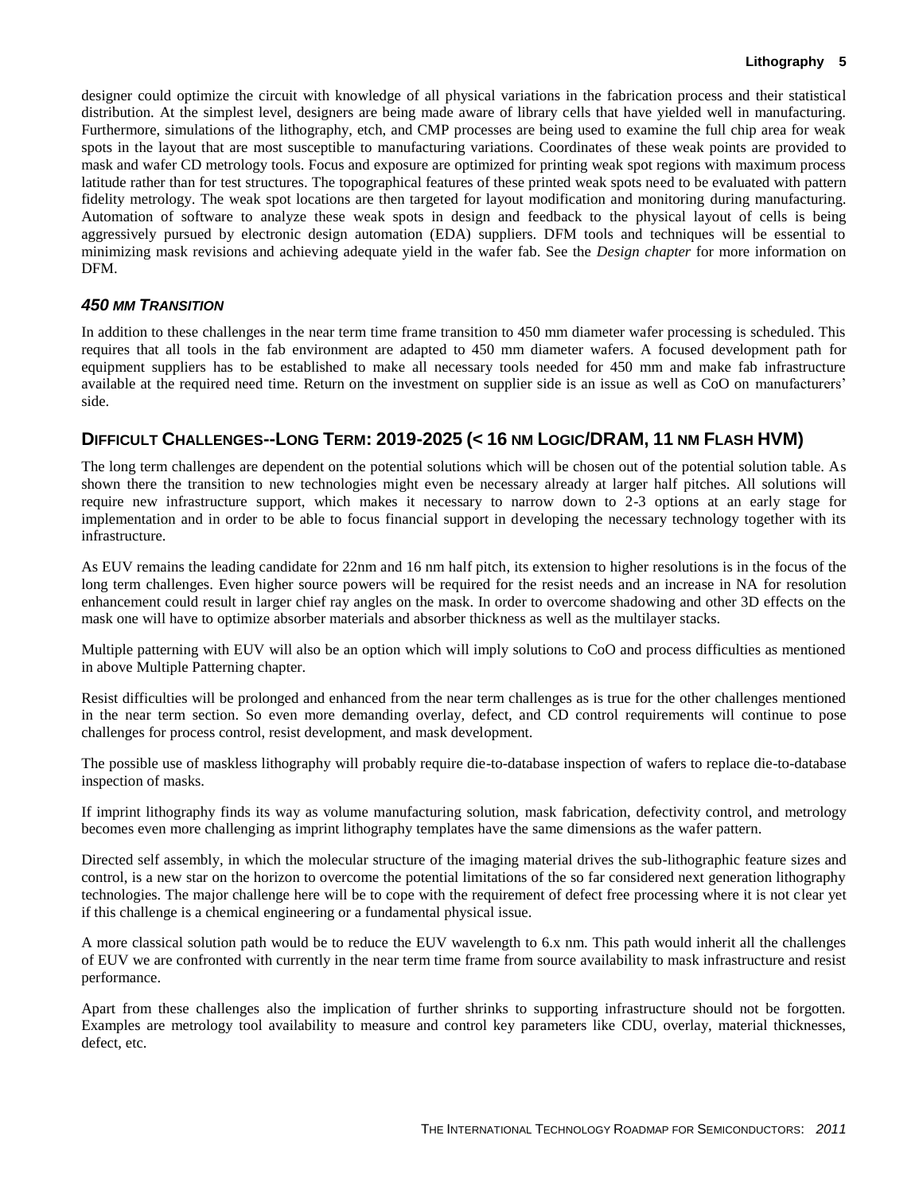designer could optimize the circuit with knowledge of all physical variations in the fabrication process and their statistical distribution. At the simplest level, designers are being made aware of library cells that have yielded well in manufacturing. Furthermore, simulations of the lithography, etch, and CMP processes are being used to examine the full chip area for weak spots in the layout that are most susceptible to manufacturing variations. Coordinates of these weak points are provided to mask and wafer CD metrology tools. Focus and exposure are optimized for printing weak spot regions with maximum process latitude rather than for test structures. The topographical features of these printed weak spots need to be evaluated with pattern fidelity metrology. The weak spot locations are then targeted for layout modification and monitoring during manufacturing. Automation of software to analyze these weak spots in design and feedback to the physical layout of cells is being aggressively pursued by electronic design automation (EDA) suppliers. DFM tools and techniques will be essential to minimizing mask revisions and achieving adequate yield in the wafer fab. See the *Design chapter* for more information on DFM.

### *450 MM TRANSITION*

In addition to these challenges in the near term time frame transition to 450 mm diameter wafer processing is scheduled. This requires that all tools in the fab environment are adapted to 450 mm diameter wafers. A focused development path for equipment suppliers has to be established to make all necessary tools needed for 450 mm and make fab infrastructure available at the required need time. Return on the investment on supplier side is an issue as well as CoO on manufacturers' side.

## DIFFICULT CHALLENGES--LONG TERM: 2019-2025 (< 16 NM LOGIC/DRAM, 11 NM FLASH HVM)

The long term challenges are dependent on the potential solutions which will be chosen out of the potential solution table. As shown there the transition to new technologies might even be necessary already at larger half pitches. All solutions will require new infrastructure support, which makes it necessary to narrow down to 2-3 options at an early stage for implementation and in order to be able to focus financial support in developing the necessary technology together with its infrastructure.

As EUV remains the leading candidate for 22nm and 16 nm half pitch, its extension to higher resolutions is in the focus of the long term challenges. Even higher source powers will be required for the resist needs and an increase in NA for resolution enhancement could result in larger chief ray angles on the mask. In order to overcome shadowing and other 3D effects on the mask one will have to optimize absorber materials and absorber thickness as well as the multilayer stacks.

Multiple patterning with EUV will also be an option which will imply solutions to CoO and process difficulties as mentioned in above Multiple Patterning chapter.

Resist difficulties will be prolonged and enhanced from the near term challenges as is true for the other challenges mentioned in the near term section. So even more demanding overlay, defect, and CD control requirements will continue to pose challenges for process control, resist development, and mask development.

The possible use of maskless lithography will probably require die-to-database inspection of wafers to replace die-to-database inspection of masks.

If imprint lithography finds its way as volume manufacturing solution, mask fabrication, defectivity control, and metrology becomes even more challenging as imprint lithography templates have the same dimensions as the wafer pattern.

Directed self assembly, in which the molecular structure of the imaging material drives the sub-lithographic feature sizes and control, is a new star on the horizon to overcome the potential limitations of the so far considered next generation lithography technologies. The major challenge here will be to cope with the requirement of defect free processing where it is not clear yet if this challenge is a chemical engineering or a fundamental physical issue.

A more classical solution path would be to reduce the EUV wavelength to 6.x nm. This path would inherit all the challenges of EUV we are confronted with currently in the near term time frame from source availability to mask infrastructure and resist performance.

Apart from these challenges also the implication of further shrinks to supporting infrastructure should not be forgotten. Examples are metrology tool availability to measure and control key parameters like CDU, overlay, material thicknesses, defect, etc.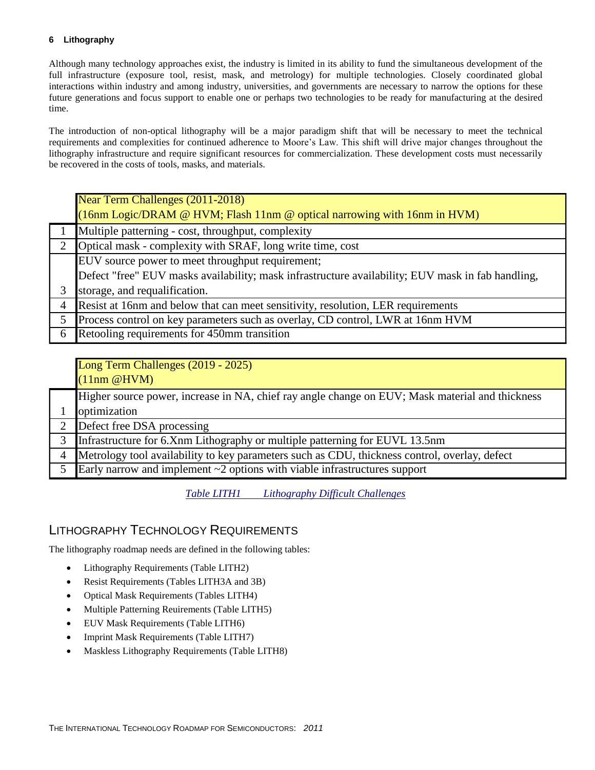Although many technology approaches exist, the industry is limited in its ability to fund the simultaneous development of the full infrastructure (exposure tool, resist, mask, and metrology) for multiple technologies. Closely coordinated global interactions within industry and among industry, universities, and governments are necessary to narrow the options for these future generations and focus support to enable one or perhaps two technologies to be ready for manufacturing at the desired time.

The introduction of non-optical lithography will be a major paradigm shift that will be necessary to meet the technical requirements and complexities for continued adherence to Moore's Law. This shift will drive major changes throughout the lithography infrastructure and require significant resources for commercialization. These development costs must necessarily be recovered in the costs of tools, masks, and materials.

| | Near Term Challenges (2011-2018)<br>(16nm Logic/DRAM @ HVM; Flash 11nm @ optical narrowing with 16nm in HVM) |
|---|---|
| 1 | Multiple patterning - cost, throughput, complexity |
| 2 | Optical mask - complexity with SRAF, long write time, cost |
| 3 | EUV source power to meet throughput requirement;<br>Defect "free" EUV masks availability; mask infrastructure availability; EUV mask in fab handling, storage, and requalification. |
| 4 | Resist at 16nm and below that can meet sensitivity, resolution, LER requirements |
| 5 | Process control on key parameters such as overlay, CD control, LWR at 16nm HVM |
| 6 | Retooling requirements for 450mm transition |

| | Long Term Challenges (2019 - 2025)<br>(11nm @HVM) |
|---|---|
| 1 | Higher source power, increase in NA, chief ray angle change on EUV; Mask material and thickness optimization |
| 2 | Defect free DSA processing |
| 3 | Infrastructure for 6.Xnm Lithography or multiple patterning for EUVL 13.5nm |
| 4 | Metrology tool availability to key parameters such as CDU, thickness control, overlay, defect |
| 5 | Early narrow and implement ~2 options with viable infrastructures support |

*Table LITH1 Lithography Difficult Challenges*

## Lithography Technology Requirements

The lithography roadmap needs are defined in the following tables:

- Lithography Requirements (Table LITH2)
- Resist Requirements (Tables LITH3A and 3B)
- Optical Mask Requirements (Tables LITH4)
- Multiple Patterning Reuirements (Table LITH5)
- EUV Mask Requirements (Table LITH6)
- Imprint Mask Requirements (Table LITH7)
- Maskless Lithography Requirements (Table LITH8)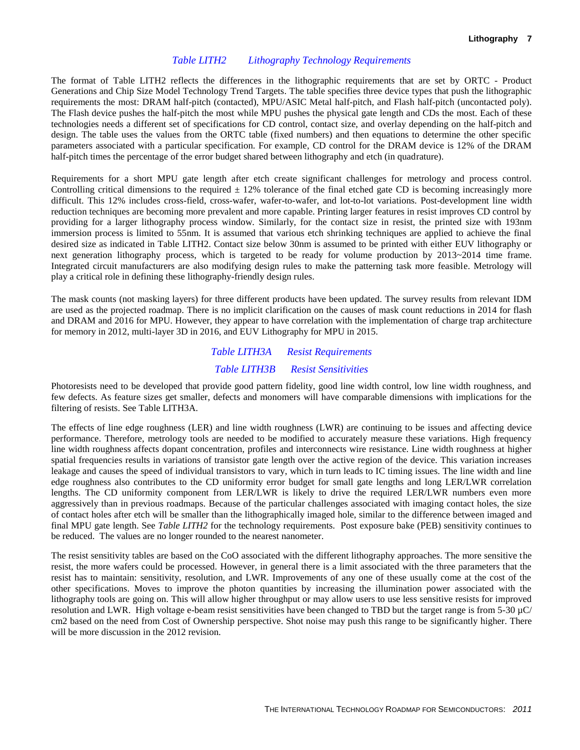### *Table LITH2 Lithography Technology Requirements*

The format of Table LITH2 reflects the differences in the lithographic requirements that are set by ORTC - Product Generations and Chip Size Model Technology Trend Targets. The table specifies three device types that push the lithographic requirements the most: DRAM half-pitch (contacted), MPU/ASIC Metal half-pitch, and Flash half-pitch (uncontacted poly). The Flash device pushes the half-pitch the most while MPU pushes the physical gate length and CDs the most. Each of these technologies needs a different set of specifications for CD control, contact size, and overlay depending on the half-pitch and design. The table uses the values from the ORTC table (fixed numbers) and then equations to determine the other specific parameters associated with a particular specification. For example, CD control for the DRAM device is 12% of the DRAM half-pitch times the percentage of the error budget shared between lithography and etch (in quadrature).

Requirements for a short MPU gate length after etch create significant challenges for metrology and process control. Controlling critical dimensions to the required ± 12% tolerance of the final etched gate CD is becoming increasingly more difficult. This 12% includes cross-field, cross-wafer, wafer-to-wafer, and lot-to-lot variations. Post-development line width reduction techniques are becoming more prevalent and more capable. Printing larger features in resist improves CD control by providing for a larger lithography process window. Similarly, for the contact size in resist, the printed size with 193nm immersion process is limited to 55nm. It is assumed that various etch shrinking techniques are applied to achieve the final desired size as indicated in Table LITH2. Contact size below 30nm is assumed to be printed with either EUV lithography or next generation lithography process, which is targeted to be ready for volume production by 2013~2014 time frame. Integrated circuit manufacturers are also modifying design rules to make the patterning task more feasible. Metrology will play a critical role in defining these lithography-friendly design rules.

The mask counts (not masking layers) for three different products have been updated. The survey results from relevant IDM are used as the projected roadmap. There is no implicit clarification on the causes of mask count reductions in 2014 for flash and DRAM and 2016 for MPU. However, they appear to have correlation with the implementation of charge trap architecture for memory in 2012, multi-layer 3D in 2016, and EUV Lithography for MPU in 2015.

### *Table LITH3A Resist Requirements*

### *Table LITH3B Resist Sensitivities*

Photoresists need to be developed that provide good pattern fidelity, good line width control, low line width roughness, and few defects. As feature sizes get smaller, defects and monomers will have comparable dimensions with implications for the filtering of resists. See Table LITH3A.

The effects of line edge roughness (LER) and line width roughness (LWR) are continuing to be issues and affecting device performance. Therefore, metrology tools are needed to be modified to accurately measure these variations. High frequency line width roughness affects dopant concentration, profiles and interconnects wire resistance. Line width roughness at higher spatial frequencies results in variations of transistor gate length over the active region of the device. This variation increases leakage and causes the speed of individual transistors to vary, which in turn leads to IC timing issues. The line width and line edge roughness also contributes to the CD uniformity error budget for small gate lengths and long LER/LWR correlation lengths. The CD uniformity component from LER/LWR is likely to drive the required LER/LWR numbers even more aggressively than in previous roadmaps. Because of the particular challenges associated with imaging contact holes, the size of contact holes after etch will be smaller than the lithographically imaged hole, similar to the difference between imaged and final MPU gate length. See *Table LITH2* for the technology requirements. Post exposure bake (PEB) sensitivity continues to be reduced. The values are no longer rounded to the nearest nanometer.

The resist sensitivity tables are based on the CoO associated with the different lithography approaches. The more sensitive the resist, the more wafers could be processed. However, in general there is a limit associated with the three parameters that the resist has to maintain: sensitivity, resolution, and LWR. Improvements of any one of these usually come at the cost of the other specifications. Moves to improve the photon quantities by increasing the illumination power associated with the lithography tools are going on. This will allow higher throughput or may allow users to use less sensitive resists for improved resolution and LWR. High voltage e-beam resist sensitivities have been changed to TBD but the target range is from 5-30 µC/cm2 based on the need from Cost of Ownership perspective. Shot noise may push this range to be significantly higher. There will be more discussion in the 2012 revision.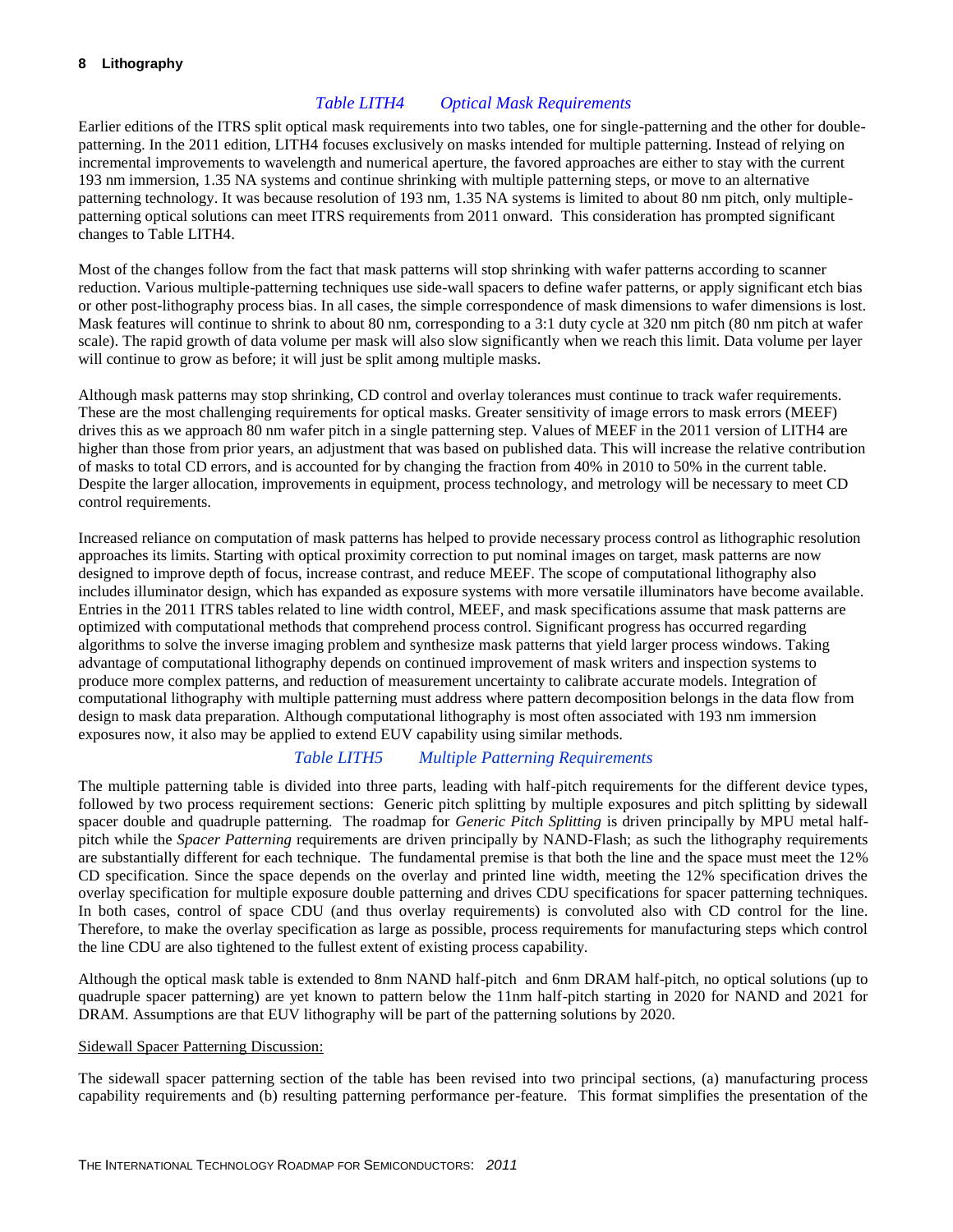### *Table LITH4 Optical Mask Requirements*

Earlier editions of the ITRS split optical mask requirements into two tables, one for single-patterning and the other for double-patterning. In the 2011 edition, LITH4 focuses exclusively on masks intended for multiple patterning. Instead of relying on incremental improvements to wavelength and numerical aperture, the favored approaches are either to stay with the current 193 nm immersion, 1.35 NA systems and continue shrinking with multiple patterning steps, or move to an alternative patterning technology. It was because resolution of 193 nm, 1.35 NA systems is limited to about 80 nm pitch, only multiple-patterning optical solutions can meet ITRS requirements from 2011 onward. This consideration has prompted significant changes to Table LITH4.

Most of the changes follow from the fact that mask patterns will stop shrinking with wafer patterns according to scanner reduction. Various multiple-patterning techniques use side-wall spacers to define wafer patterns, or apply significant etch bias or other post-lithography process bias. In all cases, the simple correspondence of mask dimensions to wafer dimensions is lost. Mask features will continue to shrink to about 80 nm, corresponding to a 3:1 duty cycle at 320 nm pitch (80 nm pitch at wafer scale). The rapid growth of data volume per mask will also slow significantly when we reach this limit. Data volume per layer will continue to grow as before; it will just be split among multiple masks.

Although mask patterns may stop shrinking, CD control and overlay tolerances must continue to track wafer requirements. These are the most challenging requirements for optical masks. Greater sensitivity of image errors to mask errors (MEEF) drives this as we approach 80 nm wafer pitch in a single patterning step. Values of MEEF in the 2011 version of LITH4 are higher than those from prior years, an adjustment that was based on published data. This will increase the relative contribution of masks to total CD errors, and is accounted for by changing the fraction from 40% in 2010 to 50% in the current table. Despite the larger allocation, improvements in equipment, process technology, and metrology will be necessary to meet CD control requirements.

Increased reliance on computation of mask patterns has helped to provide necessary process control as lithographic resolution approaches its limits. Starting with optical proximity correction to put nominal images on target, mask patterns are now designed to improve depth of focus, increase contrast, and reduce MEEF. The scope of computational lithography also includes illuminator design, which has expanded as exposure systems with more versatile illuminators have become available. Entries in the 2011 ITRS tables related to line width control, MEEF, and mask specifications assume that mask patterns are optimized with computational methods that comprehend process control. Significant progress has occurred regarding algorithms to solve the inverse imaging problem and synthesize mask patterns that yield larger process windows. Taking advantage of computational lithography depends on continued improvement of mask writers and inspection systems to produce more complex patterns, and reduction of measurement uncertainty to calibrate accurate models. Integration of computational lithography with multiple patterning must address where pattern decomposition belongs in the data flow from design to mask data preparation. Although computational lithography is most often associated with 193 nm immersion exposures now, it also may be applied to extend EUV capability using similar methods.

### *Table LITH5 Multiple Patterning Requirements*

The multiple patterning table is divided into three parts, leading with half-pitch requirements for the different device types, followed by two process requirement sections: Generic pitch splitting by multiple exposures and pitch splitting by sidewall spacer double and quadruple patterning. The roadmap for *Generic Pitch Splitting* is driven principally by MPU metal half-pitch while the *Spacer Patterning* requirements are driven principally by NAND-Flash; as such the lithography requirements are substantially different for each technique. The fundamental premise is that both the line and the space must meet the 12% CD specification. Since the space depends on the overlay and printed line width, meeting the 12% specification drives the overlay specification for multiple exposure double patterning and drives CDU specifications for spacer patterning techniques. In both cases, control of space CDU (and thus overlay requirements) is convoluted also with CD control for the line. Therefore, to make the overlay specification as large as possible, process requirements for manufacturing steps which control the line CDU are also tightened to the fullest extent of existing process capability.

Although the optical mask table is extended to 8nm NAND half-pitch and 6nm DRAM half-pitch, no optical solutions (up to quadruple spacer patterning) are yet known to pattern below the 11nm half-pitch starting in 2020 for NAND and 2021 for DRAM. Assumptions are that EUV lithography will be part of the patterning solutions by 2020.

Sidewall Spacer Patterning Discussion:

The sidewall spacer patterning section of the table has been revised into two principal sections, (a) manufacturing process capability requirements and (b) resulting patterning performance per-feature. This format simplifies the presentation of the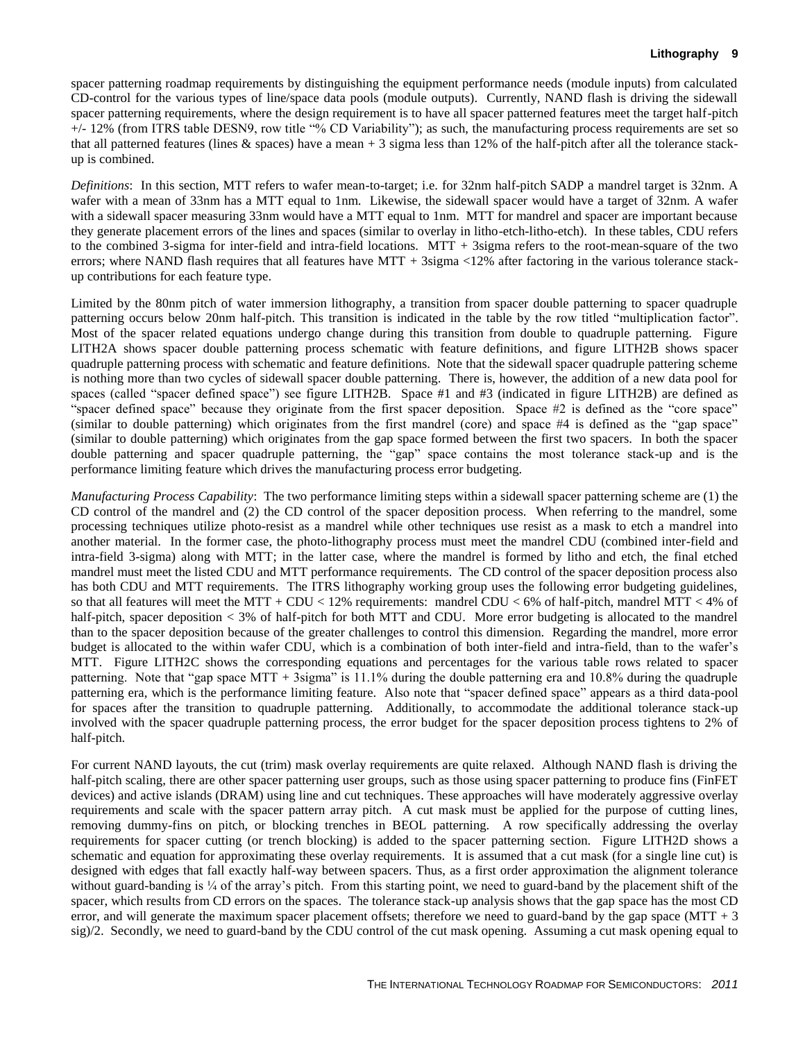spacer patterning roadmap requirements by distinguishing the equipment performance needs (module inputs) from calculated CD-control for the various types of line/space data pools (module outputs). Currently, NAND flash is driving the sidewall spacer patterning requirements, where the design requirement is to have all spacer patterned features meet the target half-pitch +/- 12% (from ITRS table DESN9, row title "% CD Variability"); as such, the manufacturing process requirements are set so that all patterned features (lines & spaces) have a mean + 3 sigma less than 12% of the half-pitch after all the tolerance stack-up is combined.

*Definitions*: In this section, MTT refers to wafer mean-to-target; i.e. for 32nm half-pitch SADP a mandrel target is 32nm. A wafer with a mean of 33nm has a MTT equal to 1nm. Likewise, the sidewall spacer would have a target of 32nm. A wafer with a sidewall spacer measuring 33nm would have a MTT equal to 1nm. MTT for mandrel and spacer are important because they generate placement errors of the lines and spaces (similar to overlay in litho-etch-litho-etch). In these tables, CDU refers to the combined 3-sigma for inter-field and intra-field locations. MTT + 3sigma refers to the root-mean-square of the two errors; where NAND flash requires that all features have MTT + 3sigma <12% after factoring in the various tolerance stack-up contributions for each feature type.

Limited by the 80nm pitch of water immersion lithography, a transition from spacer double patterning to spacer quadruple patterning occurs below 20nm half-pitch. This transition is indicated in the table by the row titled "multiplication factor". Most of the spacer related equations undergo change during this transition from double to quadruple patterning. Figure LITH2A shows spacer double patterning process schematic with feature definitions, and figure LITH2B shows spacer quadruple patterning process with schematic and feature definitions. Note that the sidewall spacer quadruple pattering scheme is nothing more than two cycles of sidewall spacer double patterning. There is, however, the addition of a new data pool for spaces (called "spacer defined space") see figure LITH2B. Space #1 and #3 (indicated in figure LITH2B) are defined as "spacer defined space" because they originate from the first spacer deposition. Space #2 is defined as the "core space" (similar to double patterning) which originates from the first mandrel (core) and space #4 is defined as the "gap space" (similar to double patterning) which originates from the gap space formed between the first two spacers. In both the spacer double patterning and spacer quadruple patterning, the "gap" space contains the most tolerance stack-up and is the performance limiting feature which drives the manufacturing process error budgeting.

*Manufacturing Process Capability*: The two performance limiting steps within a sidewall spacer patterning scheme are (1) the CD control of the mandrel and (2) the CD control of the spacer deposition process. When referring to the mandrel, some processing techniques utilize photo-resist as a mandrel while other techniques use resist as a mask to etch a mandrel into another material. In the former case, the photo-lithography process must meet the mandrel CDU (combined inter-field and intra-field 3-sigma) along with MTT; in the latter case, where the mandrel is formed by litho and etch, the final etched mandrel must meet the listed CDU and MTT performance requirements. The CD control of the spacer deposition process also has both CDU and MTT requirements. The ITRS lithography working group uses the following error budgeting guidelines, so that all features will meet the MTT + CDU < 12% requirements: mandrel CDU < 6% of half-pitch, mandrel MTT < 4% of half-pitch, spacer deposition < 3% of half-pitch for both MTT and CDU. More error budgeting is allocated to the mandrel than to the spacer deposition because of the greater challenges to control this dimension. Regarding the mandrel, more error budget is allocated to the within wafer CDU, which is a combination of both inter-field and intra-field, than to the wafer's MTT. Figure LITH2C shows the corresponding equations and percentages for the various table rows related to spacer patterning. Note that "gap space MTT + 3sigma" is 11.1% during the double patterning era and 10.8% during the quadruple patterning era, which is the performance limiting feature. Also note that "spacer defined space" appears as a third data-pool for spaces after the transition to quadruple patterning. Additionally, to accommodate the additional tolerance stack-up involved with the spacer quadruple patterning process, the error budget for the spacer deposition process tightens to 2% of half-pitch.

For current NAND layouts, the cut (trim) mask overlay requirements are quite relaxed. Although NAND flash is driving the half-pitch scaling, there are other spacer patterning user groups, such as those using spacer patterning to produce fins (FinFET devices) and active islands (DRAM) using line and cut techniques. These approaches will have moderately aggressive overlay requirements and scale with the spacer pattern array pitch. A cut mask must be applied for the purpose of cutting lines, removing dummy-fins on pitch, or blocking trenches in BEOL patterning. A row specifically addressing the overlay requirements for spacer cutting (or trench blocking) is added to the spacer patterning section. Figure LITH2D shows a schematic and equation for approximating these overlay requirements. It is assumed that a cut mask (for a single line cut) is designed with edges that fall exactly half-way between spacers. Thus, as a first order approximation the alignment tolerance without guard-banding is ¼ of the array's pitch. From this starting point, we need to guard-band by the placement shift of the spacer, which results from CD errors on the spaces. The tolerance stack-up analysis shows that the gap space has the most CD error, and will generate the maximum spacer placement offsets; therefore we need to guard-band by the gap space (MTT + 3 sig)/2. Secondly, we need to guard-band by the CDU control of the cut mask opening. Assuming a cut mask opening equal to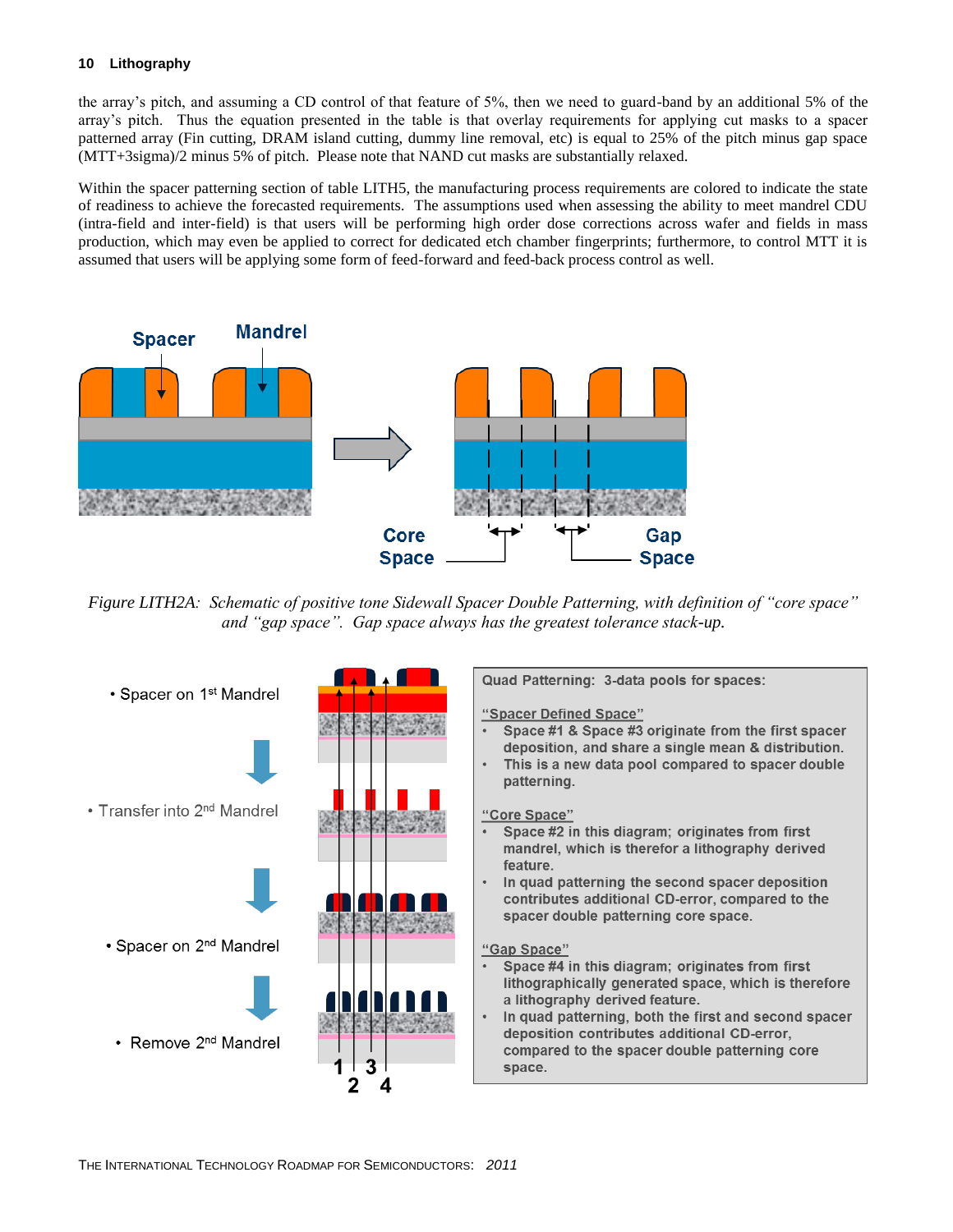the array's pitch, and assuming a CD control of that feature of 5%, then we need to guard-band by an additional 5% of the array's pitch. Thus the equation presented in the table is that overlay requirements for applying cut masks to a spacer patterned array (Fin cutting, DRAM island cutting, dummy line removal, etc) is equal to 25% of the pitch minus gap space (MTT+3sigma)/2 minus 5% of pitch. Please note that NAND cut masks are substantially relaxed.

Within the spacer patterning section of table LITH5, the manufacturing process requirements are colored to indicate the state of readiness to achieve the forecasted requirements. The assumptions used when assessing the ability to meet mandrel CDU (intra-field and inter-field) is that users will be performing high order dose corrections across wafer and fields in mass production, which may even be applied to correct for dedicated etch chamber fingerprints; furthermore, to control MTT it is assumed that users will be applying some form of feed-forward and feed-back process control as well.

Spacer

Mandrel

Core Space

Gap Space

*Figure LITH2A: Schematic of positive tone Sidewall Spacer Double Patterning, with definition of "core space" and "gap space". Gap space always has the greatest tolerance stack-up.*

- Spacer on 1st Mandrel
- Transfer into 2nd Mandrel
- Spacer on 2nd Mandrel
- Remove 2nd Mandrel

1 2 3 4

**Quad Patterning: 3-data pools for spaces:**

"Spacer Defined Space"
- Space #1 & Space #3 originate from the first spacer deposition, and share a single mean & distribution.
- This is a new data pool compared to spacer double patterning.

"Core Space"
- Space #2 in this diagram; originates from first mandrel, which is therefor a lithography derived feature.
- In quad patterning the second spacer deposition contributes additional CD-error, compared to the spacer double patterning core space.

"Gap Space"
- Space #4 in this diagram; originates from first lithographically generated space, which is therefore a lithography derived feature.
- In quad patterning, both the first and second spacer deposition contributes additional CD-error, compared to the spacer double patterning core space.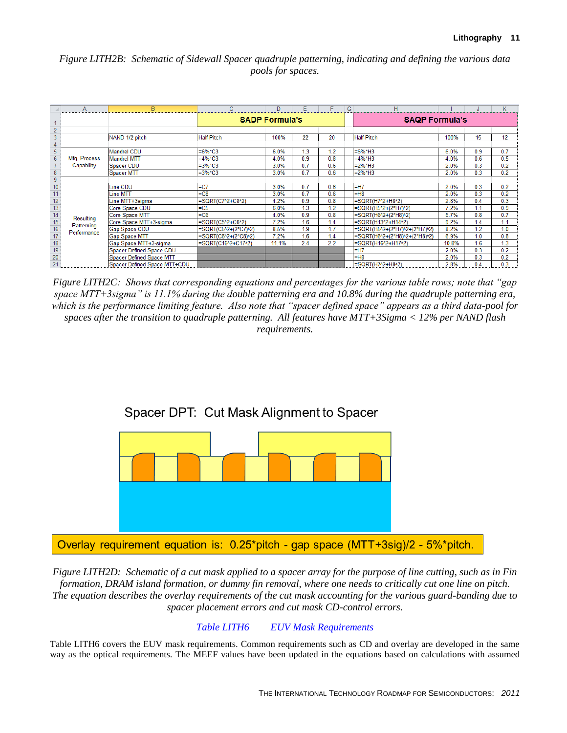*Figure LITH2B: Schematic of Sidewall Spacer quadruple patterning, indicating and defining the various data pools for spaces.*

| | A | B | C | D | E | F | G | H | I | J | K |
|---|---|---|---|---|---|---|---|---|---|---|---|
| 1 | | | SADP Formula's | | | | | SAQP Formula's | | | |
| 2 | | | | | | | | | | | |
| 3 | | NAND 1/2 pitch | Half-Pitch | 100% | 22 | 20 | | Half-Pitch | 100% | 15 | 12 |
| 4 | | | | | | | | | | | |
| 5 | Mfg. Process Capability | Mandrel CDU | =6%*C3 | 6.0% | 1.3 | 1.2 | | =6%*H3 | 6.0% | 0.9 | 0.7 |
| 6 | | Mandrel MTT | =4%*C3 | 4.0% | 0.9 | 0.8 | | =4%*H3 | 4.0% | 0.6 | 0.5 |
| 7 | | Spacer CDU | =3%*C3 | 3.0% | 0.7 | 0.6 | | =2%*H3 | 2.0% | 0.3 | 0.2 |
| 8 | | Spacer MTT | =3%*C3 | 3.0% | 0.7 | 0.6 | | =2%*H3 | 2.0% | 0.3 | 0.2 |
| 9 | | | | | | | | | | | |
| 10 | Resulting Patterning Performance | Line CDU | =C7 | 3.0% | 0.7 | 0.6 | | =H7 | 2.0% | 0.3 | 0.2 |
| 11 | | Line MTT | =C8 | 3.0% | 0.7 | 0.6 | | =H8 | 2.0% | 0.3 | 0.2 |
| 12 | | Line MTT+3sigma | =SQRT(C7^2+C8^2) | 4.2% | 0.9 | 0.8 | | =SQRT(H7^2+H8^2) | 2.8% | 0.4 | 0.3 |
| 13 | | Core Space CDU | =C5 | 6.0% | 1.3 | 1.2 | | =SQRT(H5^2+(2*H7)^2) | 7.2% | 1.1 | 0.9 |
| 14 | | Core Space MTT | =C6 | 4.0% | 0.9 | 0.8 | | =SQRT(H6^2+(2*H8)^2) | 5.7% | 0.8 | 0.7 |
| 15 | | Core Space MTT+3-sigma | =SQRT(C5^2+C6^2) | 7.2% | 1.6 | 1.4 | | =SQRT(H13^2+H14^2) | 9.2% | 1.4 | 1.1 |
| 16 | | Gap Space CDU | =SQRT(C5^2+(2*C7)^2) | 8.5% | 1.9 | 1.7 | | =SQRT(H5^2+(2*H7)^2+(2*H7)^2) | 8.2% | 1.2 | 1.0 |
| 17 | | Gap Space MTT | =SQRT(C6^2+(2*C8)^2) | 7.2% | 1.6 | 1.4 | | =SQRT(H6^2+(2*H8)^2+(2*H8)^2) | 6.9% | 1.0 | 0.8 |
| 18 | | Gap Space MTT+3-sigma | =SQRT(C16^2+C17^2) | 11.1% | 2.4 | 2.2 | | =SQRT(H16^2+H17^2) | 10.8% | 1.6 | 1.3 |
| 19 | | Spacer Defined Space CDU | | | | | | =H7 | 2.0% | 0.3 | 0.2 |
| 20 | | Spacer Defined Space MTT | | | | | | =H8 | 2.0% | 0.3 | 0.2 |
| 21 | | Spacer Defined Space MTT+CDU | | | | | | =SQRT(H7^2+H8^2) | 2.8% | 0.4 | 0.3 |

*Figure LITH2C: Shows that corresponding equations and percentages for the various table rows; note that "gap space MTT+3sigma" is 11.1% during the double patterning era and 10.8% during the quadruple patterning era, which is the performance limiting feature. Also note that "spacer defined space" appears as a third data-pool for spaces after the transition to quadruple patterning. All features have MTT+3Sigma < 12% per NAND flash requirements.*

Spacer DPT: Cut Mask Alignment to Spacer

Overlay requirement equation is: 0.25*pitch - gap space (MTT+3sig)/2 - 5%*pitch.

*Figure LITH2D: Schematic of a cut mask applied to a spacer array for the purpose of line cutting, such as in Fin formation, DRAM island formation, or dummy fin removal, where one needs to critically cut one line on pitch. The equation describes the overlay requirements of the cut mask accounting for the various guard-banding due to spacer placement errors and cut mask CD-control errors.*

*Table LITH6 EUV Mask Requirements*

Table LITH6 covers the EUV mask requirements. Common requirements such as CD and overlay are developed in the same way as the optical requirements. The MEEF values have been updated in the equations based on calculations with assumed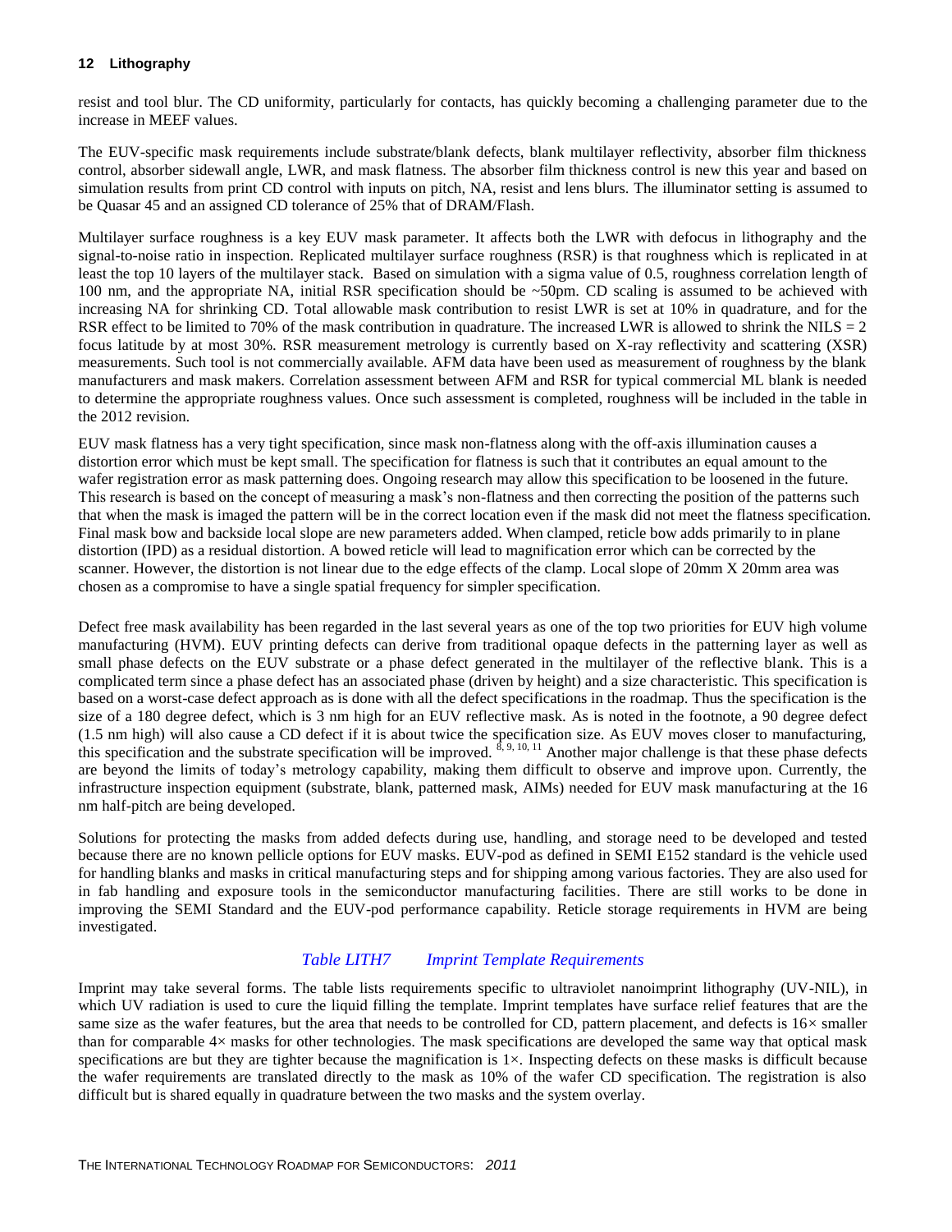resist and tool blur. The CD uniformity, particularly for contacts, has quickly becoming a challenging parameter due to the increase in MEEF values.

The EUV-specific mask requirements include substrate/blank defects, blank multilayer reflectivity, absorber film thickness control, absorber sidewall angle, LWR, and mask flatness. The absorber film thickness control is new this year and based on simulation results from print CD control with inputs on pitch, NA, resist and lens blurs. The illuminator setting is assumed to be Quasar 45 and an assigned CD tolerance of 25% that of DRAM/Flash.

Multilayer surface roughness is a key EUV mask parameter. It affects both the LWR with defocus in lithography and the signal-to-noise ratio in inspection. Replicated multilayer surface roughness (RSR) is that roughness which is replicated in at least the top 10 layers of the multilayer stack. Based on simulation with a sigma value of 0.5, roughness correlation length of 100 nm, and the appropriate NA, initial RSR specification should be ~50pm. CD scaling is assumed to be achieved with increasing NA for shrinking CD. Total allowable mask contribution to resist LWR is set at 10% in quadrature, and for the RSR effect to be limited to 70% of the mask contribution in quadrature. The increased LWR is allowed to shrink the NILS = 2 focus latitude by at most 30%. RSR measurement metrology is currently based on X-ray reflectivity and scattering (XSR) measurements. Such tool is not commercially available. AFM data have been used as measurement of roughness by the blank manufacturers and mask makers. Correlation assessment between AFM and RSR for typical commercial ML blank is needed to determine the appropriate roughness values. Once such assessment is completed, roughness will be included in the table in the 2012 revision.

EUV mask flatness has a very tight specification, since mask non-flatness along with the off-axis illumination causes a distortion error which must be kept small. The specification for flatness is such that it contributes an equal amount to the wafer registration error as mask patterning does. Ongoing research may allow this specification to be loosened in the future. This research is based on the concept of measuring a mask's non-flatness and then correcting the position of the patterns such that when the mask is imaged the pattern will be in the correct location even if the mask did not meet the flatness specification. Final mask bow and backside local slope are new parameters added. When clamped, reticle bow adds primarily to in plane distortion (IPD) as a residual distortion. A bowed reticle will lead to magnification error which can be corrected by the scanner. However, the distortion is not linear due to the edge effects of the clamp. Local slope of 20mm X 20mm area was chosen as a compromise to have a single spatial frequency for simpler specification.

Defect free mask availability has been regarded in the last several years as one of the top two priorities for EUV high volume manufacturing (HVM). EUV printing defects can derive from traditional opaque defects in the patterning layer as well as small phase defects on the EUV substrate or a phase defect generated in the multilayer of the reflective blank. This is a complicated term since a phase defect has an associated phase (driven by height) and a size characteristic. This specification is based on a worst-case defect approach as is done with all the defect specifications in the roadmap. Thus the specification is the size of a 180 degree defect, which is 3 nm high for an EUV reflective mask. As is noted in the footnote, a 90 degree defect (1.5 nm high) will also cause a CD defect if it is about twice the specification size. As EUV moves closer to manufacturing, this specification and the substrate specification will be improved. [8, 9, 10, 11] Another major challenge is that these phase defects are beyond the limits of today's metrology capability, making them difficult to observe and improve upon. Currently, the infrastructure inspection equipment (substrate, blank, patterned mask, AIMs) needed for EUV mask manufacturing at the 16 nm half-pitch are being developed.

Solutions for protecting the masks from added defects during use, handling, and storage need to be developed and tested because there are no known pellicle options for EUV masks. EUV-pod as defined in SEMI E152 standard is the vehicle used for handling blanks and masks in critical manufacturing steps and for shipping among various factories. They are also used for in fab handling and exposure tools in the semiconductor manufacturing facilities. There are still works to be done in improving the SEMI Standard and the EUV-pod performance capability. Reticle storage requirements in HVM are being investigated.

### *Table LITH7 Imprint Template Requirements*

Imprint may take several forms. The table lists requirements specific to ultraviolet nanoimprint lithography (UV-NIL), in which UV radiation is used to cure the liquid filling the template. Imprint templates have surface relief features that are the same size as the wafer features, but the area that needs to be controlled for CD, pattern placement, and defects is 16× smaller than for comparable 4× masks for other technologies. The mask specifications are developed the same way that optical mask specifications are but they are tighter because the magnification is 1×. Inspecting defects on these masks is difficult because the wafer requirements are translated directly to the mask as 10% of the wafer CD specification. The registration is also difficult but is shared equally in quadrature between the two masks and the system overlay.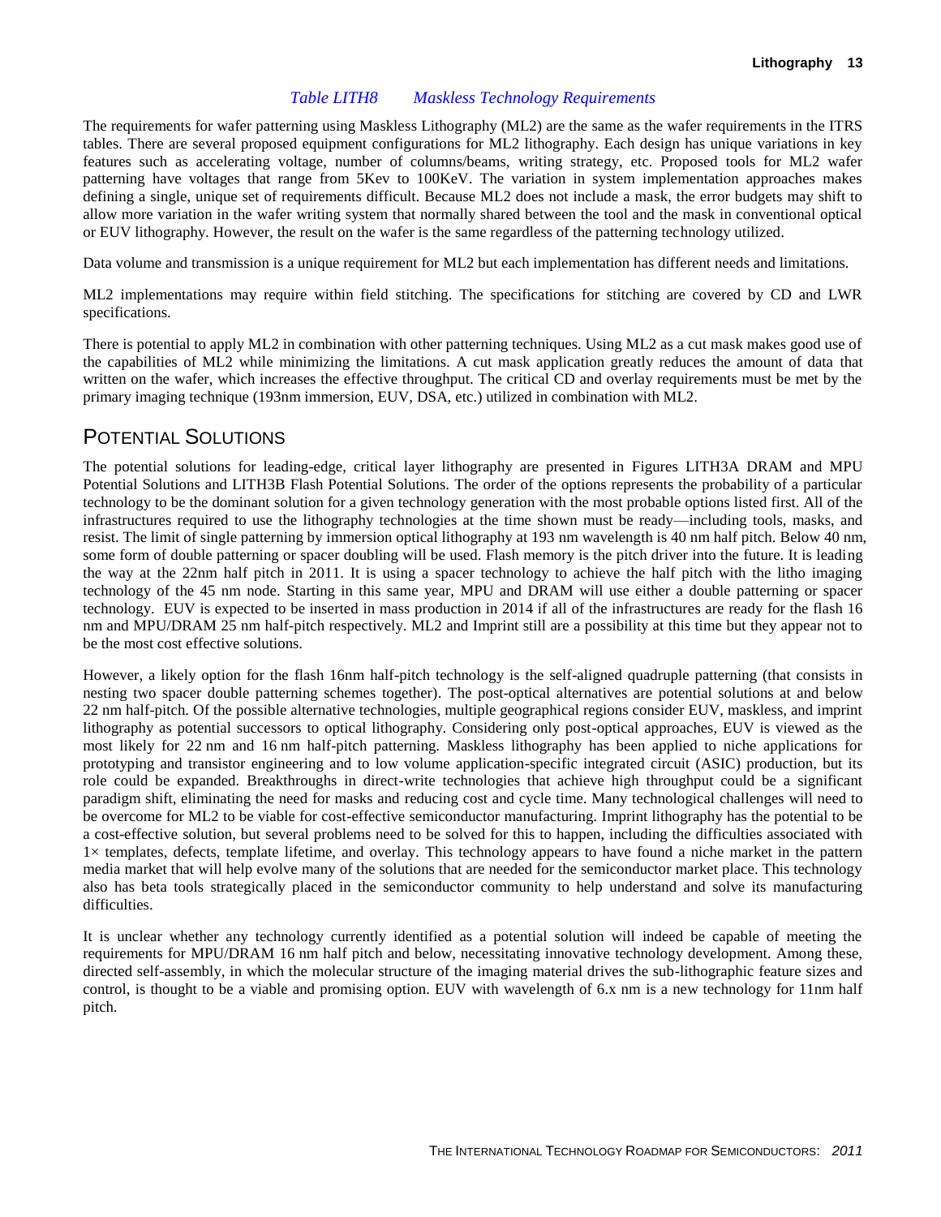*Table LITH8 Maskless Technology Requirements*

The requirements for wafer patterning using Maskless Lithography (ML2) are the same as the wafer requirements in the ITRS tables. There are several proposed equipment configurations for ML2 lithography. Each design has unique variations in key features such as accelerating voltage, number of columns/beams, writing strategy, etc. Proposed tools for ML2 wafer patterning have voltages that range from 5Kev to 100KeV. The variation in system implementation approaches makes defining a single, unique set of requirements difficult. Because ML2 does not include a mask, the error budgets may shift to allow more variation in the wafer writing system that normally shared between the tool and the mask in conventional optical or EUV lithography. However, the result on the wafer is the same regardless of the patterning technology utilized.

Data volume and transmission is a unique requirement for ML2 but each implementation has different needs and limitations.

ML2 implementations may require within field stitching. The specifications for stitching are covered by CD and LWR specifications.

There is potential to apply ML2 in combination with other patterning techniques. Using ML2 as a cut mask makes good use of the capabilities of ML2 while minimizing the limitations. A cut mask application greatly reduces the amount of data that written on the wafer, which increases the effective throughput. The critical CD and overlay requirements must be met by the primary imaging technique (193nm immersion, EUV, DSA, etc.) utilized in combination with ML2.

## Potential Solutions

The potential solutions for leading-edge, critical layer lithography are presented in Figures LITH3A DRAM and MPU Potential Solutions and LITH3B Flash Potential Solutions. The order of the options represents the probability of a particular technology to be the dominant solution for a given technology generation with the most probable options listed first. All of the infrastructures required to use the lithography technologies at the time shown must be ready—including tools, masks, and resist. The limit of single patterning by immersion optical lithography at 193 nm wavelength is 40 nm half pitch. Below 40 nm, some form of double patterning or spacer doubling will be used. Flash memory is the pitch driver into the future. It is leading the way at the 22nm half pitch in 2011. It is using a spacer technology to achieve the half pitch with the litho imaging technology of the 45 nm node. Starting in this same year, MPU and DRAM will use either a double patterning or spacer technology. EUV is expected to be inserted in mass production in 2014 if all of the infrastructures are ready for the flash 16 nm and MPU/DRAM 25 nm half-pitch respectively. ML2 and Imprint still are a possibility at this time but they appear not to be the most cost effective solutions.

However, a likely option for the flash 16nm half-pitch technology is the self-aligned quadruple patterning (that consists in nesting two spacer double patterning schemes together). The post-optical alternatives are potential solutions at and below 22 nm half-pitch. Of the possible alternative technologies, multiple geographical regions consider EUV, maskless, and imprint lithography as potential successors to optical lithography. Considering only post-optical approaches, EUV is viewed as the most likely for 22 nm and 16 nm half-pitch patterning. Maskless lithography has been applied to niche applications for prototyping and transistor engineering and to low volume application-specific integrated circuit (ASIC) production, but its role could be expanded. Breakthroughs in direct-write technologies that achieve high throughput could be a significant paradigm shift, eliminating the need for masks and reducing cost and cycle time. Many technological challenges will need to be overcome for ML2 to be viable for cost-effective semiconductor manufacturing. Imprint lithography has the potential to be a cost-effective solution, but several problems need to be solved for this to happen, including the difficulties associated with 1× templates, defects, template lifetime, and overlay. This technology appears to have found a niche market in the pattern media market that will help evolve many of the solutions that are needed for the semiconductor market place. This technology also has beta tools strategically placed in the semiconductor community to help understand and solve its manufacturing difficulties.

It is unclear whether any technology currently identified as a potential solution will indeed be capable of meeting the requirements for MPU/DRAM 16 nm half pitch and below, necessitating innovative technology development. Among these, directed self-assembly, in which the molecular structure of the imaging material drives the sub-lithographic feature sizes and control, is thought to be a viable and promising option. EUV with wavelength of 6.x nm is a new technology for 11nm half pitch.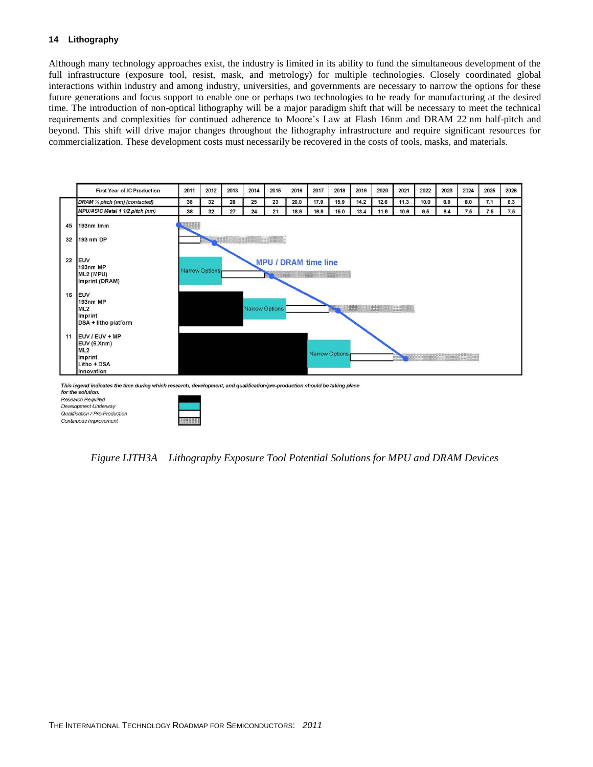Although many technology approaches exist, the industry is limited in its ability to fund the simultaneous development of the full infrastructure (exposure tool, resist, mask, and metrology) for multiple technologies. Closely coordinated global interactions within industry and among industry, universities, and governments are necessary to narrow the options for these future generations and focus support to enable one or perhaps two technologies to be ready for manufacturing at the desired time. The introduction of non-optical lithography will be a major paradigm shift that will be necessary to meet the technical requirements and complexities for continued adherence to Moore's Law at Flash 16nm and DRAM 22 nm half-pitch and beyond. This shift will drive major changes throughout the lithography infrastructure and require significant resources for commercialization. These development costs must necessarily be recovered in the costs of tools, masks, and materials.

| First Year of IC Production | 2011 | 2012 | 2013 | 2014 | 2015 | 2016 | 2017 | 2018 | 2019 | 2020 | 2021 | 2022 | 2023 | 2024 | 2025 | 2026 |
|---|---|---|---|---|---|---|---|---|---|---|---|---|---|---|---|---|
| DRAM ½ pitch (nm) (contacted) | 36 | 32 | 28 | 25 | 23 | 20.0 | 17.9 | 15.9 | 14.2 | 12.6 | 11.3 | 10.0 | 8.9 | 8.0 | 7.1 | 6.3 |
| MPU/ASIC Metal 1 1/2 pitch (nm) | 38 | 32 | 27 | 24 | 21 | 18.9 | 16.9 | 15.0 | 13.4 | 11.9 | 10.6 | 9.5 | 8.4 | 7.5 | 7.5 | 7.5 |

| Node | Potential solutions |
|---|---|
| 45 | 193nm Imm |
| 32 | 193 nm DP |
| 22 | EUV<br>193nm MP<br>ML2 (MPU)<br>Imprint (DRAM) |
| 16 | EUV<br>193nm MP<br>ML2<br>Imprint<br>DSA + litho platform |
| 11 | EUV / EUV + MP<br>EUV (6.Xnm)<br>ML2<br>Imprint<br>Litho + DSA<br>Innovation |

Chart annotations: MPU / DRAM time line; Narrow Options

*This legend indicates the time during which research, development, and qualification/pre-production should be taking place for the solution.*

*Research Required*
*Development Underway*
*Qualification / Pre-Production*
*Continuous Improvement*

*Figure LITH3A Lithography Exposure Tool Potential Solutions for MPU and DRAM Devices*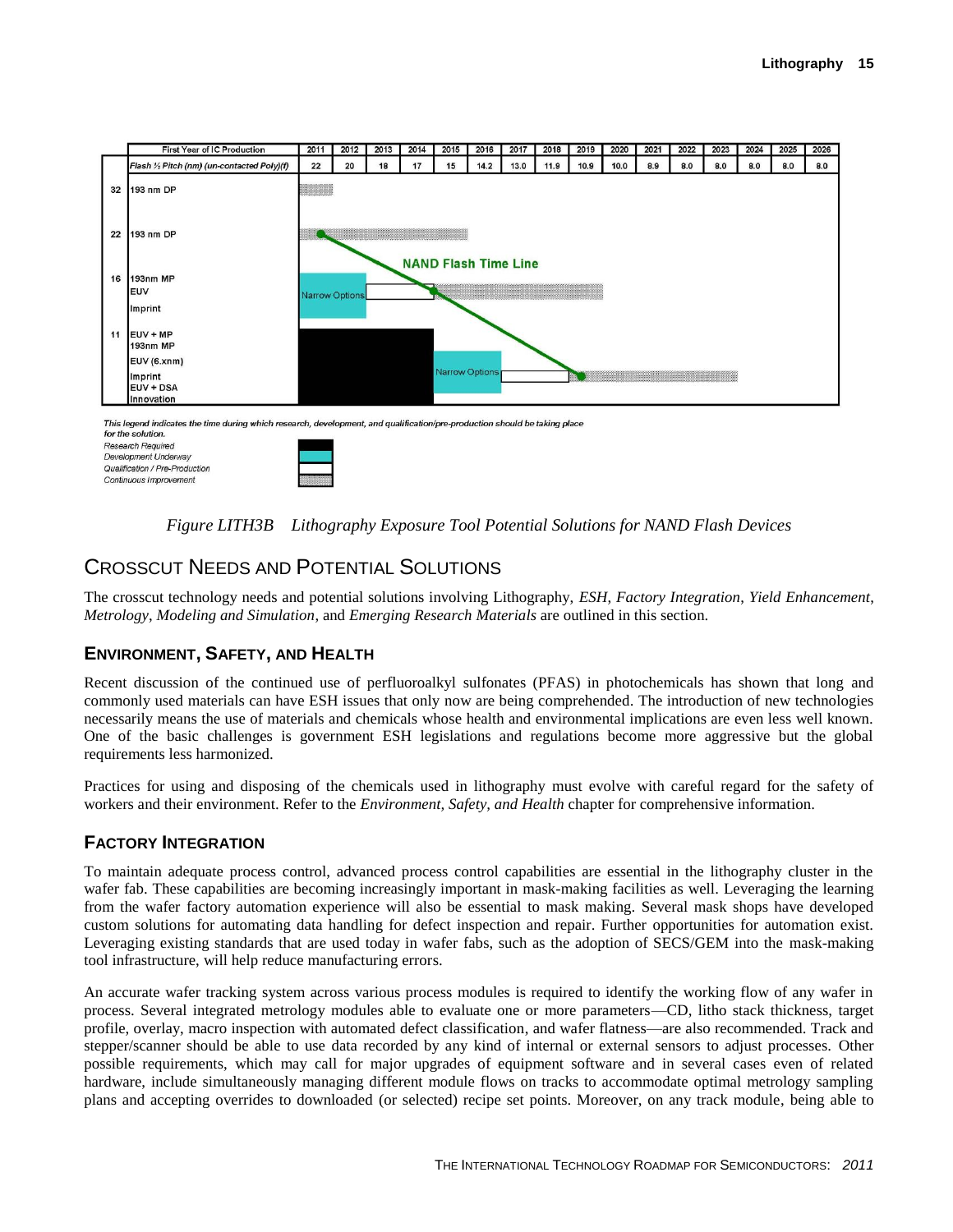| First Year of IC Production | 2011 | 2012 | 2013 | 2014 | 2015 | 2016 | 2017 | 2018 | 2019 | 2020 | 2021 | 2022 | 2023 | 2024 | 2025 | 2026 |
|---|---|---|---|---|---|---|---|---|---|---|---|---|---|---|---|---|
| Flash ½ Pitch (nm) (un-contacted Poly)(f) | 22 | 20 | 18 | 17 | 15 | 14.2 | 13.0 | 11.9 | 10.9 | 10.0 | 8.9 | 8.0 | 8.0 | 8.0 | 8.0 | 8.0 |

32 — 193 nm DP

22 — 193 nm DP

16 — 193nm MP, EUV, Imprint

11 — EUV + MP, 193nm MP, EUV (6.xnm), Imprint, EUV + DSA, Innovation

NAND Flash Time Line

Narrow Options

Narrow Options

*This legend indicates the time during which research, development, and qualification/pre-production should be taking place for the solution.*

*Research Required*
*Development Underway*
*Qualification / Pre-Production*
*Continuous Improvement*

*Figure LITH3B Lithography Exposure Tool Potential Solutions for NAND Flash Devices*

## CROSSCUT NEEDS AND POTENTIAL SOLUTIONS

The crosscut technology needs and potential solutions involving Lithography, *ESH*, *Factory Integration*, *Yield Enhancement*, *Metrology*, *Modeling and Simulation*, and *Emerging Research Materials* are outlined in this section.

### ENVIRONMENT, SAFETY, AND HEALTH

Recent discussion of the continued use of perfluoroalkyl sulfonates (PFAS) in photochemicals has shown that long and commonly used materials can have ESH issues that only now are being comprehended. The introduction of new technologies necessarily means the use of materials and chemicals whose health and environmental implications are even less well known. One of the basic challenges is government ESH legislations and regulations become more aggressive but the global requirements less harmonized.

Practices for using and disposing of the chemicals used in lithography must evolve with careful regard for the safety of workers and their environment. Refer to the *Environment, Safety, and Health* chapter for comprehensive information.

### FACTORY INTEGRATION

To maintain adequate process control, advanced process control capabilities are essential in the lithography cluster in the wafer fab. These capabilities are becoming increasingly important in mask-making facilities as well. Leveraging the learning from the wafer factory automation experience will also be essential to mask making. Several mask shops have developed custom solutions for automating data handling for defect inspection and repair. Further opportunities for automation exist. Leveraging existing standards that are used today in wafer fabs, such as the adoption of SECS/GEM into the mask-making tool infrastructure, will help reduce manufacturing errors.

An accurate wafer tracking system across various process modules is required to identify the working flow of any wafer in process. Several integrated metrology modules able to evaluate one or more parameters—CD, litho stack thickness, target profile, overlay, macro inspection with automated defect classification, and wafer flatness—are also recommended. Track and stepper/scanner should be able to use data recorded by any kind of internal or external sensors to adjust processes. Other possible requirements, which may call for major upgrades of equipment software and in several cases even of related hardware, include simultaneously managing different module flows on tracks to accommodate optimal metrology sampling plans and accepting overrides to downloaded (or selected) recipe set points. Moreover, on any track module, being able to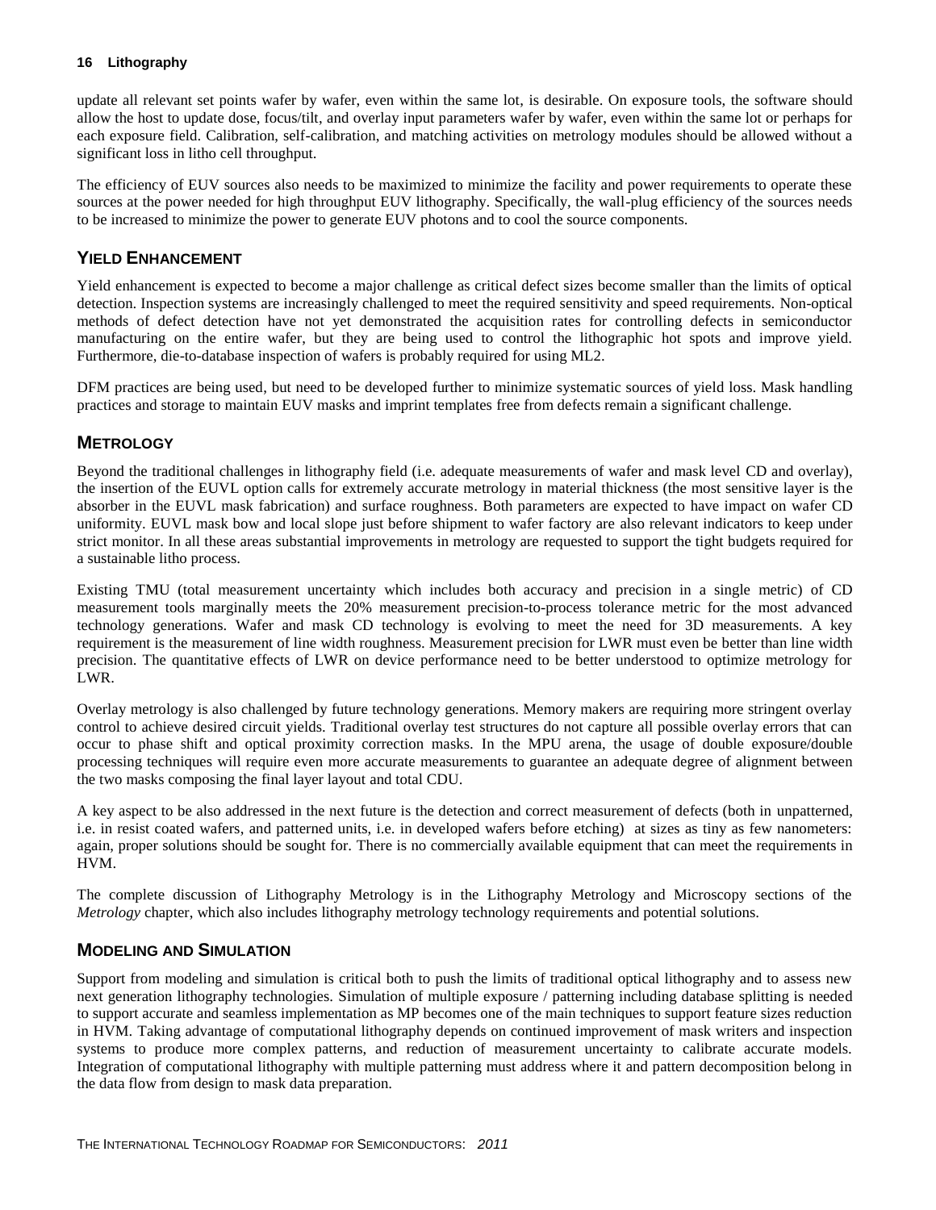update all relevant set points wafer by wafer, even within the same lot, is desirable. On exposure tools, the software should allow the host to update dose, focus/tilt, and overlay input parameters wafer by wafer, even within the same lot or perhaps for each exposure field. Calibration, self-calibration, and matching activities on metrology modules should be allowed without a significant loss in litho cell throughput.

The efficiency of EUV sources also needs to be maximized to minimize the facility and power requirements to operate these sources at the power needed for high throughput EUV lithography. Specifically, the wall-plug efficiency of the sources needs to be increased to minimize the power to generate EUV photons and to cool the source components.

## YIELD ENHANCEMENT

Yield enhancement is expected to become a major challenge as critical defect sizes become smaller than the limits of optical detection. Inspection systems are increasingly challenged to meet the required sensitivity and speed requirements. Non-optical methods of defect detection have not yet demonstrated the acquisition rates for controlling defects in semiconductor manufacturing on the entire wafer, but they are being used to control the lithographic hot spots and improve yield. Furthermore, die-to-database inspection of wafers is probably required for using ML2.

DFM practices are being used, but need to be developed further to minimize systematic sources of yield loss. Mask handling practices and storage to maintain EUV masks and imprint templates free from defects remain a significant challenge.

## METROLOGY

Beyond the traditional challenges in lithography field (i.e. adequate measurements of wafer and mask level CD and overlay), the insertion of the EUVL option calls for extremely accurate metrology in material thickness (the most sensitive layer is the absorber in the EUVL mask fabrication) and surface roughness. Both parameters are expected to have impact on wafer CD uniformity. EUVL mask bow and local slope just before shipment to wafer factory are also relevant indicators to keep under strict monitor. In all these areas substantial improvements in metrology are requested to support the tight budgets required for a sustainable litho process.

Existing TMU (total measurement uncertainty which includes both accuracy and precision in a single metric) of CD measurement tools marginally meets the 20% measurement precision-to-process tolerance metric for the most advanced technology generations. Wafer and mask CD technology is evolving to meet the need for 3D measurements. A key requirement is the measurement of line width roughness. Measurement precision for LWR must even be better than line width precision. The quantitative effects of LWR on device performance need to be better understood to optimize metrology for LWR.

Overlay metrology is also challenged by future technology generations. Memory makers are requiring more stringent overlay control to achieve desired circuit yields. Traditional overlay test structures do not capture all possible overlay errors that can occur to phase shift and optical proximity correction masks. In the MPU arena, the usage of double exposure/double processing techniques will require even more accurate measurements to guarantee an adequate degree of alignment between the two masks composing the final layer layout and total CDU.

A key aspect to be also addressed in the next future is the detection and correct measurement of defects (both in unpatterned, i.e. in resist coated wafers, and patterned units, i.e. in developed wafers before etching) at sizes as tiny as few nanometers: again, proper solutions should be sought for. There is no commercially available equipment that can meet the requirements in HVM.

The complete discussion of Lithography Metrology is in the Lithography Metrology and Microscopy sections of the *Metrology* chapter, which also includes lithography metrology technology requirements and potential solutions.

## MODELING AND SIMULATION

Support from modeling and simulation is critical both to push the limits of traditional optical lithography and to assess new next generation lithography technologies. Simulation of multiple exposure / patterning including database splitting is needed to support accurate and seamless implementation as MP becomes one of the main techniques to support feature sizes reduction in HVM. Taking advantage of computational lithography depends on continued improvement of mask writers and inspection systems to produce more complex patterns, and reduction of measurement uncertainty to calibrate accurate models. Integration of computational lithography with multiple patterning must address where it and pattern decomposition belong in the data flow from design to mask data preparation.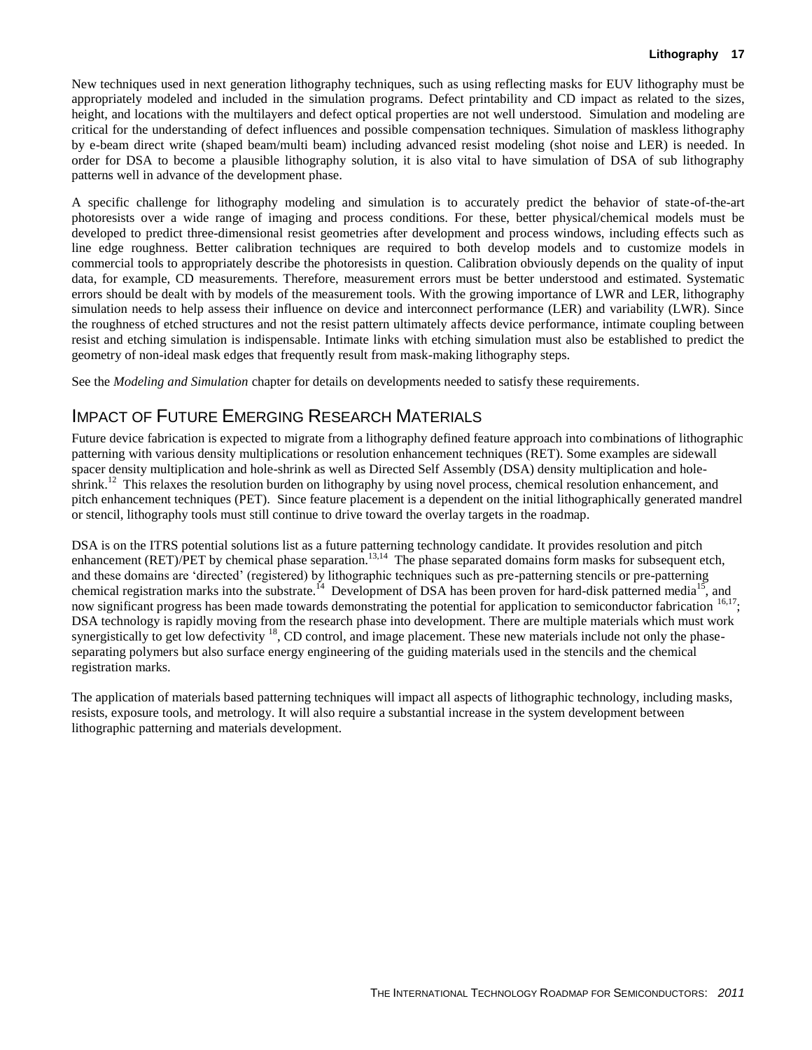New techniques used in next generation lithography techniques, such as using reflecting masks for EUV lithography must be appropriately modeled and included in the simulation programs. Defect printability and CD impact as related to the sizes, height, and locations with the multilayers and defect optical properties are not well understood. Simulation and modeling are critical for the understanding of defect influences and possible compensation techniques. Simulation of maskless lithography by e-beam direct write (shaped beam/multi beam) including advanced resist modeling (shot noise and LER) is needed. In order for DSA to become a plausible lithography solution, it is also vital to have simulation of DSA of sub lithography patterns well in advance of the development phase.

A specific challenge for lithography modeling and simulation is to accurately predict the behavior of state-of-the-art photoresists over a wide range of imaging and process conditions. For these, better physical/chemical models must be developed to predict three-dimensional resist geometries after development and process windows, including effects such as line edge roughness. Better calibration techniques are required to both develop models and to customize models in commercial tools to appropriately describe the photoresists in question. Calibration obviously depends on the quality of input data, for example, CD measurements. Therefore, measurement errors must be better understood and estimated. Systematic errors should be dealt with by models of the measurement tools. With the growing importance of LWR and LER, lithography simulation needs to help assess their influence on device and interconnect performance (LER) and variability (LWR). Since the roughness of etched structures and not the resist pattern ultimately affects device performance, intimate coupling between resist and etching simulation is indispensable. Intimate links with etching simulation must also be established to predict the geometry of non-ideal mask edges that frequently result from mask-making lithography steps.

See the *Modeling and Simulation* chapter for details on developments needed to satisfy these requirements.

## IMPACT OF FUTURE EMERGING RESEARCH MATERIALS

Future device fabrication is expected to migrate from a lithography defined feature approach into combinations of lithographic patterning with various density multiplications or resolution enhancement techniques (RET). Some examples are sidewall spacer density multiplication and hole-shrink as well as Directed Self Assembly (DSA) density multiplication and hole-shrink.[12] This relaxes the resolution burden on lithography by using novel process, chemical resolution enhancement, and pitch enhancement techniques (PET). Since feature placement is a dependent on the initial lithographically generated mandrel or stencil, lithography tools must still continue to drive toward the overlay targets in the roadmap.

DSA is on the ITRS potential solutions list as a future patterning technology candidate. It provides resolution and pitch enhancement (RET)/PET by chemical phase separation.[13,14] The phase separated domains form masks for subsequent etch, and these domains are 'directed' (registered) by lithographic techniques such as pre-patterning stencils or pre-patterning chemical registration marks into the substrate.[14] Development of DSA has been proven for hard-disk patterned media[15], and now significant progress has been made towards demonstrating the potential for application to semiconductor fabrication [16,17]; DSA technology is rapidly moving from the research phase into development. There are multiple materials which must work synergistically to get low defectivity [18], CD control, and image placement. These new materials include not only the phase-separating polymers but also surface energy engineering of the guiding materials used in the stencils and the chemical registration marks.

The application of materials based patterning techniques will impact all aspects of lithographic technology, including masks, resists, exposure tools, and metrology. It will also require a substantial increase in the system development between lithographic patterning and materials development.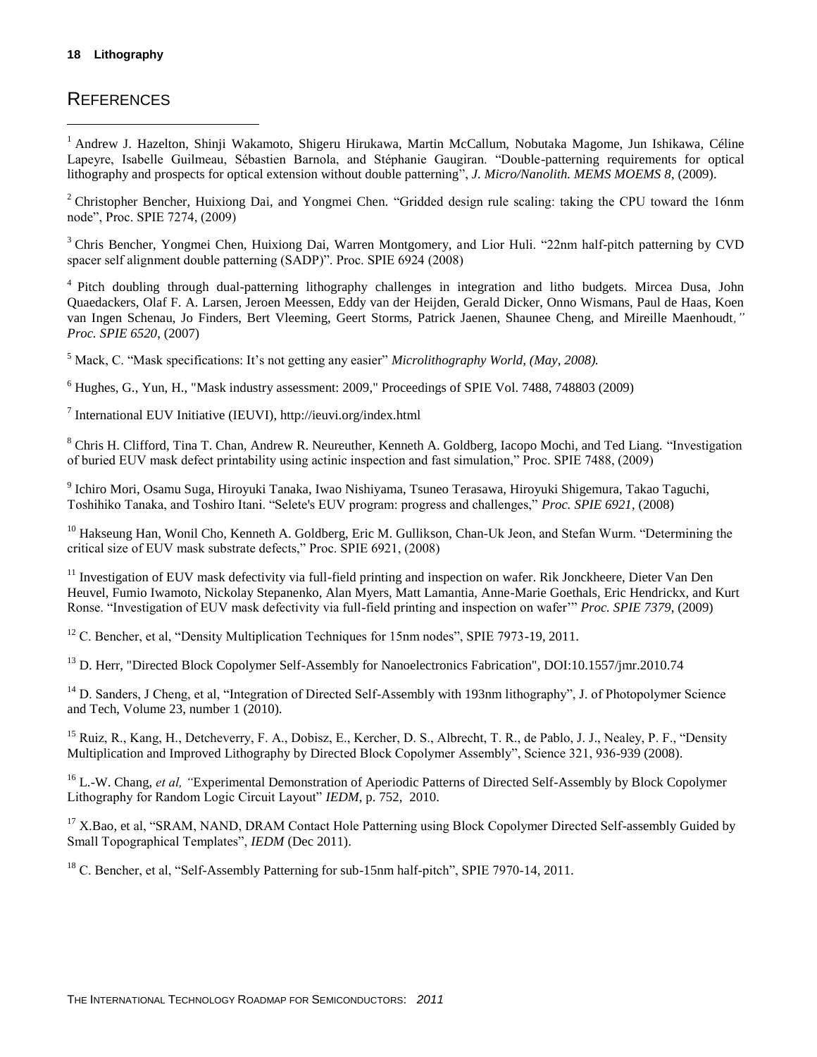# REFERENCES

[1] Andrew J. Hazelton, Shinji Wakamoto, Shigeru Hirukawa, Martin McCallum, Nobutaka Magome, Jun Ishikawa, Céline Lapeyre, Isabelle Guilmeau, Sébastien Barnola, and Stéphanie Gaugiran. “Double-patterning requirements for optical lithography and prospects for optical extension without double patterning”, *J. Micro/Nanolith. MEMS MOEMS 8*, (2009).

[2] Christopher Bencher, Huixiong Dai, and Yongmei Chen. “Gridded design rule scaling: taking the CPU toward the 16nm node”, Proc. SPIE 7274, (2009)

[3] Chris Bencher, Yongmei Chen, Huixiong Dai, Warren Montgomery, and Lior Huli. “22nm half-pitch patterning by CVD spacer self alignment double patterning (SADP)”. Proc. SPIE 6924 (2008)

[4] Pitch doubling through dual-patterning lithography challenges in integration and litho budgets. Mircea Dusa, John Quaedackers, Olaf F. A. Larsen, Jeroen Meessen, Eddy van der Heijden, Gerald Dicker, Onno Wismans, Paul de Haas, Koen van Ingen Schenau, Jo Finders, Bert Vleeming, Geert Storms, Patrick Jaenen, Shaunee Cheng, and Mireille Maenhoudt*,” Proc. SPIE 6520*, (2007)

[5] Mack, C. “Mask specifications: It’s not getting any easier” *Microlithography World, (May, 2008).*

[6] Hughes, G., Yun, H., "Mask industry assessment: 2009," Proceedings of SPIE Vol. 7488, 748803 (2009)

[7] International EUV Initiative (IEUVI), http://ieuvi.org/index.html

[8] Chris H. Clifford, Tina T. Chan, Andrew R. Neureuther, Kenneth A. Goldberg, Iacopo Mochi, and Ted Liang. “Investigation of buried EUV mask defect printability using actinic inspection and fast simulation,” Proc. SPIE 7488, (2009)

[9] Ichiro Mori, Osamu Suga, Hiroyuki Tanaka, Iwao Nishiyama, Tsuneo Terasawa, Hiroyuki Shigemura, Takao Taguchi, Toshihiko Tanaka, and Toshiro Itani. “Selete's EUV program: progress and challenges,” *Proc. SPIE 6921*, (2008)

[10] Hakseung Han, Wonil Cho, Kenneth A. Goldberg, Eric M. Gullikson, Chan-Uk Jeon, and Stefan Wurm. “Determining the critical size of EUV mask substrate defects,” Proc. SPIE 6921, (2008)

[11] Investigation of EUV mask defectivity via full-field printing and inspection on wafer. Rik Jonckheere, Dieter Van Den Heuvel, Fumio Iwamoto, Nickolay Stepanenko, Alan Myers, Matt Lamantia, Anne-Marie Goethals, Eric Hendrickx, and Kurt Ronse. “Investigation of EUV mask defectivity via full-field printing and inspection on wafer’” *Proc. SPIE 7379*, (2009)

[12] C. Bencher, et al, “Density Multiplication Techniques for 15nm nodes”, SPIE 7973-19, 2011.

[13] D. Herr, "Directed Block Copolymer Self-Assembly for Nanoelectronics Fabrication", DOI:10.1557/jmr.2010.74

[14] D. Sanders, J Cheng, et al, “Integration of Directed Self-Assembly with 193nm lithography”, J. of Photopolymer Science and Tech, Volume 23, number 1 (2010).

[15] Ruiz, R., Kang, H., Detcheverry, F. A., Dobisz, E., Kercher, D. S., Albrecht, T. R., de Pablo, J. J., Nealey, P. F., “Density Multiplication and Improved Lithography by Directed Block Copolymer Assembly”, Science 321, 936-939 (2008).

[16] L.-W. Chang, *et al, “*Experimental Demonstration of Aperiodic Patterns of Directed Self-Assembly by Block Copolymer Lithography for Random Logic Circuit Layout” *IEDM*, p. 752, 2010.

[17] X.Bao, et al, “SRAM, NAND, DRAM Contact Hole Patterning using Block Copolymer Directed Self-assembly Guided by Small Topographical Templates”, *IEDM* (Dec 2011).

[18] C. Bencher, et al, “Self-Assembly Patterning for sub-15nm half-pitch”, SPIE 7970-14, 2011.